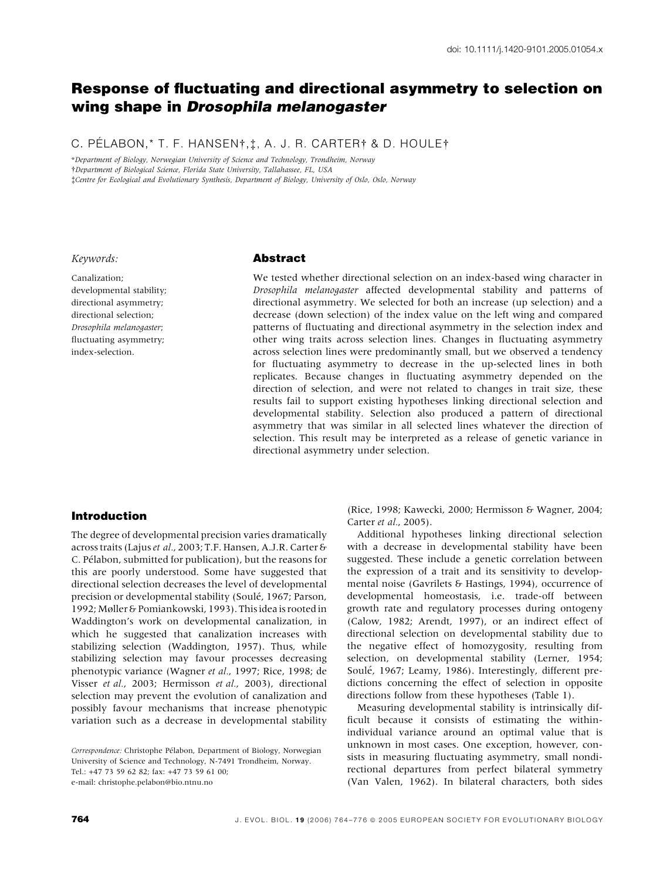doi: 10.1111/j.1420-9101.2005.01054.x

# Response of fluctuating and directional asymmetry to selection on wing shape in *Drosophila melanogaster*

C. PÉLABON,* T. F. HANSEN†,‡, A. J. R. CARTER† & D. HOULE†

*Department of Biology, Norwegian University of Science and Technology, Trondheim, Norway

†Department of Biological Science, Florida State University, Tallahassee, FL, USA

‡Centre for Ecological and Evolutionary Synthesis, Department of Biology, University of Oslo, Oslo, Norway

*Keywords:*

Canalization;
developmental stability;
directional asymmetry;
directional selection;
*Drosophila melanogaster*;
fluctuating asymmetry;
index-selection.

## Abstract

We tested whether directional selection on an index-based wing character in *Drosophila melanogaster* affected developmental stability and patterns of directional asymmetry. We selected for both an increase (up selection) and a decrease (down selection) of the index value on the left wing and compared patterns of fluctuating and directional asymmetry in the selection index and other wing traits across selection lines. Changes in fluctuating asymmetry across selection lines were predominantly small, but we observed a tendency for fluctuating asymmetry to decrease in the up-selected lines in both replicates. Because changes in fluctuating asymmetry depended on the direction of selection, and were not related to changes in trait size, these results fail to support existing hypotheses linking directional selection and developmental stability. Selection also produced a pattern of directional asymmetry that was similar in all selected lines whatever the direction of selection. This result may be interpreted as a release of genetic variance in directional asymmetry under selection.

## Introduction

The degree of developmental precision varies dramatically across traits (Lajus *et al.*, 2003; T.F. Hansen, A.J.R. Carter & C. Pélabon, submitted for publication), but the reasons for this are poorly understood. Some have suggested that directional selection decreases the level of developmental precision or developmental stability (Soulé, 1967; Parson, 1992; Møller & Pomiankowski, 1993). This idea is rooted in Waddington's work on developmental canalization, in which he suggested that canalization increases with stabilizing selection (Waddington, 1957). Thus, while stabilizing selection may favour processes decreasing phenotypic variance (Wagner *et al.*, 1997; Rice, 1998; de Visser *et al.*, 2003; Hermisson *et al.*, 2003), directional selection may prevent the evolution of canalization and possibly favour mechanisms that increase phenotypic variation such as a decrease in developmental stability (Rice, 1998; Kawecki, 2000; Hermisson & Wagner, 2004; Carter *et al.*, 2005).

Additional hypotheses linking directional selection with a decrease in developmental stability have been suggested. These include a genetic correlation between the expression of a trait and its sensitivity to developmental noise (Gavrilets & Hastings, 1994), occurrence of developmental homeostasis, i.e. trade-off between growth rate and regulatory processes during ontogeny (Calow, 1982; Arendt, 1997), or an indirect effect of directional selection on developmental stability due to the negative effect of homozygosity, resulting from selection, on developmental stability (Lerner, 1954; Soulé, 1967; Leamy, 1986). Interestingly, different predictions concerning the effect of selection in opposite directions follow from these hypotheses (Table 1).

Measuring developmental stability is intrinsically difficult because it consists of estimating the within-individual variance around an optimal value that is unknown in most cases. One exception, however, consists in measuring fluctuating asymmetry, small nondirectional departures from perfect bilateral symmetry (Van Valen, 1962). In bilateral characters, both sides

*Correspondence:* Christophe Pélabon, Department of Biology, Norwegian University of Science and Technology, N-7491 Trondheim, Norway.
Tel.: +47 73 59 62 82; fax: +47 73 59 61 00;
e-mail: christophe.pelabon@bio.ntnu.no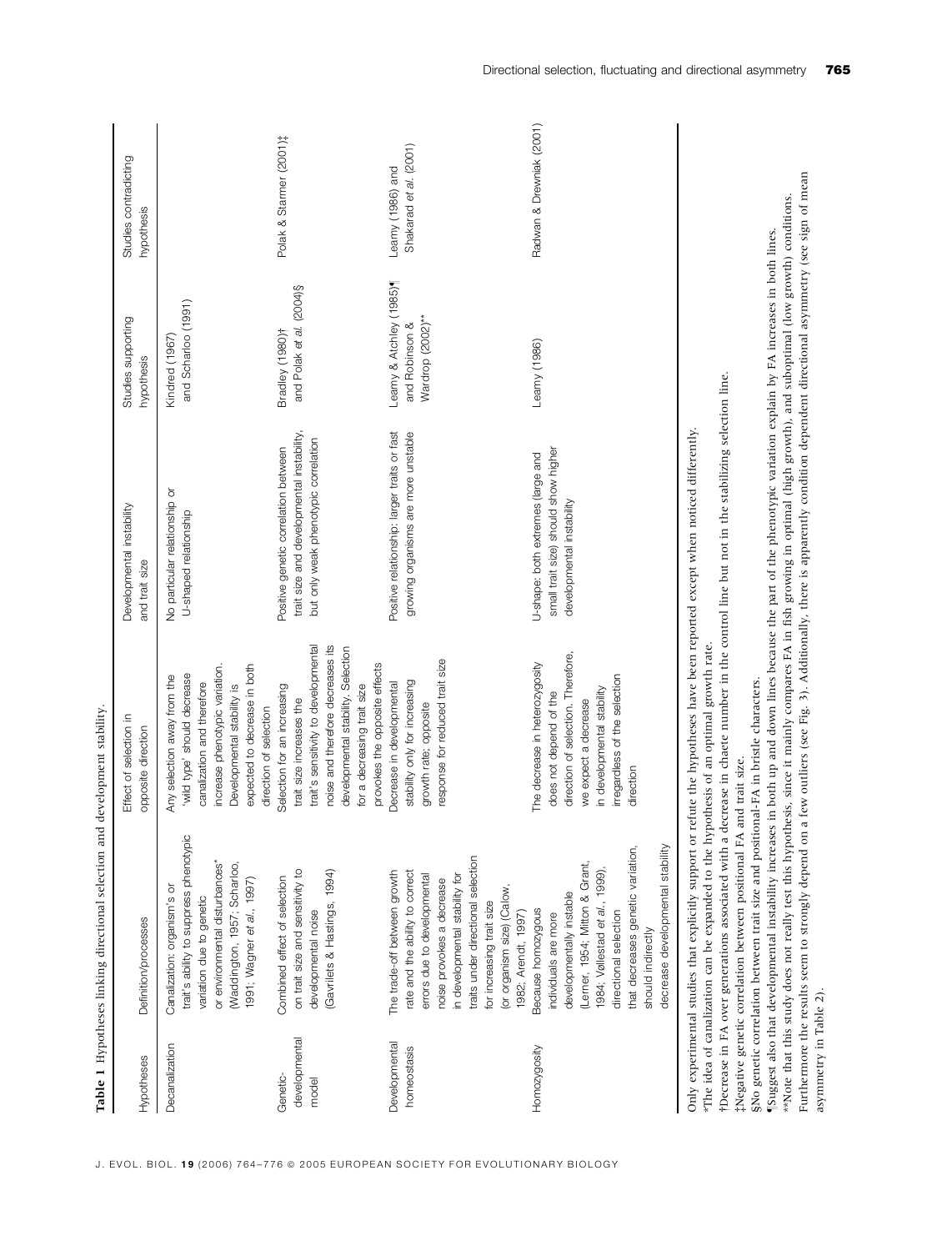**Table 1** Hypotheses linking directional selection and development stability.

| Hypotheses | Definition/processes | Effect of selection in opposite direction | Developmental instability and trait size | Studies supporting hypothesis | Studies contradicting hypothesis |
|---|---|---|---|---|---|
| Decanalization | Canalization: organism's or trait's ability to suppress phenotypic variation due to genetic or environmental disturbances* (Waddington, 1957; Scharloo, 1991; Wagner *et al.*, 1997) | Any selection away from the 'wild type' should decrease canalization and therefore increase phenotypic variation. Developmental stability is expected to decrease in both direction of selection | No particular relationship or U-shaped relationship | Kindred (1967) and Scharloo (1991) | |
| Genetic-developmental model | Combined effect of selection on trait size and sensitivity to developmental noise (Gavrilets & Hastings, 1994) | Selection for an increasing trait size increases the trait's sensitivity to developmental noise and therefore decreases its developmental stability. Selection for a decreasing trait size provokes the opposite effects | Positive genetic correlation between trait size and developmental instability, but only weak phenotypic correlation | Bradley (1980)† and Polak *et al.* (2004)§ | Polak & Starmer (2001)‡ |
| Developmental homeostasis | The trade-off between growth rate and the ability to correct errors due to developmental noise provokes a decrease in developmental stability for traits under directional selection for increasing trait size (or organism size) (Calow, 1982; Arendt, 1997) | Decrease in developmental stability only for increasing growth rate; opposite response for reduced trait size | Positive relationship: larger traits or fast growing organisms are more unstable | Leamy & Atchley (1985)¶ and Robinson & Wardrop (2002)** | Leamy (1986) and Shakarad *et al.* (2001) |
| Homozygosity | Because homozygous individuals are more developmentally instable (Lerner, 1954; Mitton & Grant, 1984; Vøllestad *et al.*, 1999), directional selection that decreases genetic variation, should indirectly decrease developmental stability | The decrease in heterozygosity does not depend of the direction of selection. Therefore, we expect a decrease in developmental stability irregardless of the selection direction | U-shape: both extremes (large and small trait size) should show higher developmental instability | Leamy (1986) | Radwan & Drewniak (2001) |

Only experimental studies that explicitly support or refute the hypotheses have been reported except when noticed differently.
*The idea of canalization can be expanded to the hypothesis of an optimal growth rate.
†Decrease in FA over generations associated with a decrease in chaete number in the control line but not in the stabilizing selection line.
‡Negative genetic correlation between positional FA and trait size.
§No genetic correlation between trait size and positional-FA in bristle characters.
¶Suggest also that developmental instability increases in both up and down lines because the part of the phenotypic variation explain by FA increases in both lines.
**Note that this study does not really test this hypothesis, since it mainly compares FA in fish growing in optimal (high growth), and suboptimal (low growth) conditions. Furthermore the results seem to strongly depend on a few outliers (see Fig. 3). Additionally, there is apparently condition dependent directional asymmetry (see sign of mean asymmetry in Table 2).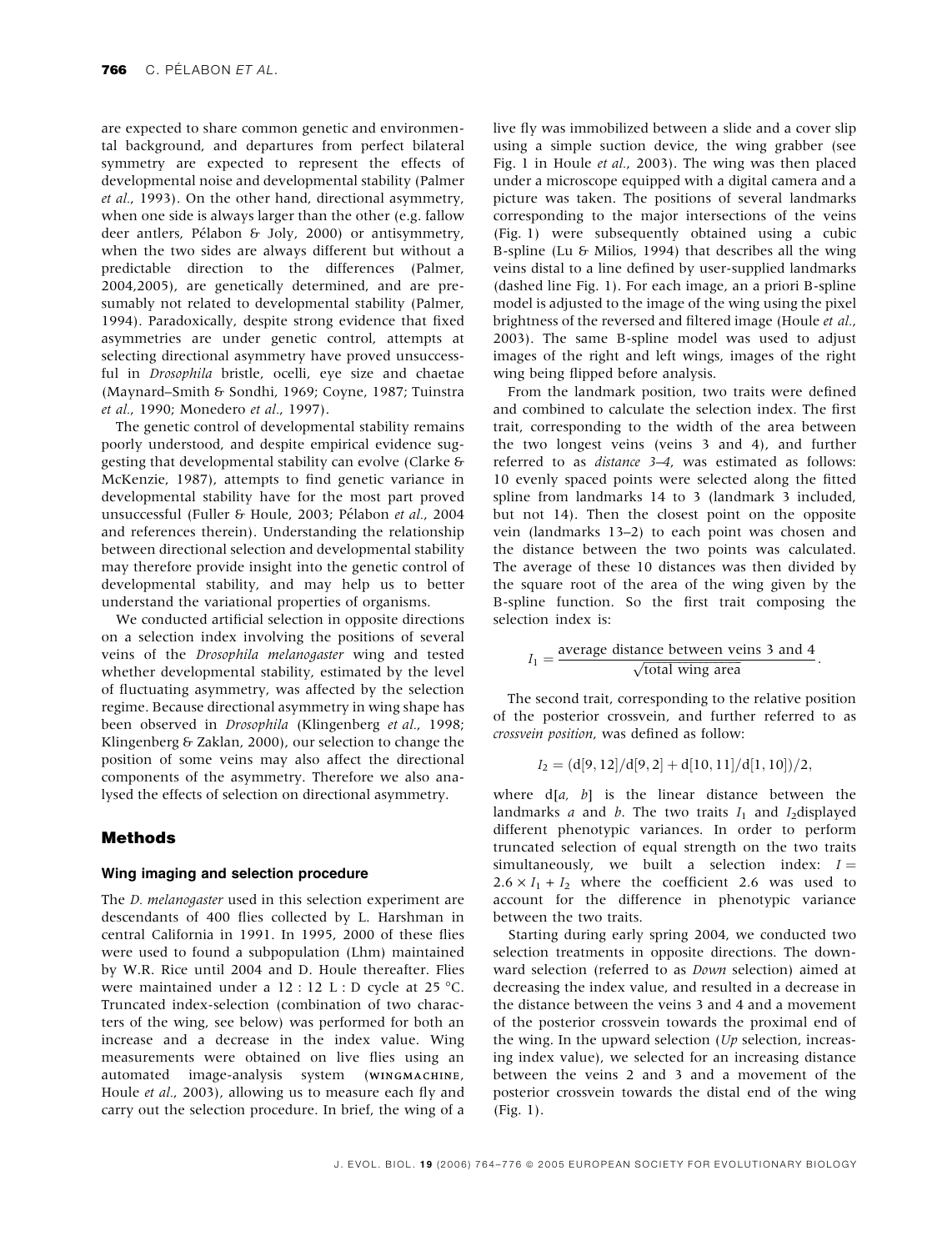are expected to share common genetic and environmental background, and departures from perfect bilateral symmetry are expected to represent the effects of developmental noise and developmental stability (Palmer *et al*., 1993). On the other hand, directional asymmetry, when one side is always larger than the other (e.g. fallow deer antlers, Pélabon & Joly, 2000) or antisymmetry, when the two sides are always different but without a predictable direction to the differences (Palmer, 2004,2005), are genetically determined, and are presumably not related to developmental stability (Palmer, 1994). Paradoxically, despite strong evidence that fixed asymmetries are under genetic control, attempts at selecting directional asymmetry have proved unsuccessful in *Drosophila* bristle, ocelli, eye size and chaetae (Maynard–Smith & Sondhi, 1969; Coyne, 1987; Tuinstra *et al*., 1990; Monedero *et al*., 1997).

The genetic control of developmental stability remains poorly understood, and despite empirical evidence suggesting that developmental stability can evolve (Clarke & McKenzie, 1987), attempts to find genetic variance in developmental stability have for the most part proved unsuccessful (Fuller & Houle, 2003; Pélabon *et al*., 2004 and references therein). Understanding the relationship between directional selection and developmental stability may therefore provide insight into the genetic control of developmental stability, and may help us to better understand the variational properties of organisms.

We conducted artificial selection in opposite directions on a selection index involving the positions of several veins of the *Drosophila melanogaster* wing and tested whether developmental stability, estimated by the level of fluctuating asymmetry, was affected by the selection regime. Because directional asymmetry in wing shape has been observed in *Drosophila* (Klingenberg *et al*., 1998; Klingenberg & Zaklan, 2000), our selection to change the position of some veins may also affect the directional components of the asymmetry. Therefore we also analysed the effects of selection on directional asymmetry.

## Methods

### Wing imaging and selection procedure

The *D. melanogaster* used in this selection experiment are descendants of 400 flies collected by L. Harshman in central California in 1991. In 1995, 2000 of these flies were used to found a subpopulation (Lhm) maintained by W.R. Rice until 2004 and D. Houle thereafter. Flies were maintained under a 12 : 12 L : D cycle at 25 °C. Truncated index-selection (combination of two characters of the wing, see below) was performed for both an increase and a decrease in the index value. Wing measurements were obtained on live flies using an automated image-analysis system (WINGMACHINE, Houle *et al*., 2003), allowing us to measure each fly and carry out the selection procedure. In brief, the wing of a live fly was immobilized between a slide and a cover slip using a simple suction device, the wing grabber (see Fig. 1 in Houle *et al*., 2003). The wing was then placed under a microscope equipped with a digital camera and a picture was taken. The positions of several landmarks corresponding to the major intersections of the veins (Fig. 1) were subsequently obtained using a cubic B-spline (Lu & Milios, 1994) that describes all the wing veins distal to a line defined by user-supplied landmarks (dashed line Fig. 1). For each image, an a priori B-spline model is adjusted to the image of the wing using the pixel brightness of the reversed and filtered image (Houle *et al*., 2003). The same B-spline model was used to adjust images of the right and left wings, images of the right wing being flipped before analysis.

From the landmark position, two traits were defined and combined to calculate the selection index. The first trait, corresponding to the width of the area between the two longest veins (veins 3 and 4), and further referred to as *distance 3–4*, was estimated as follows: 10 evenly spaced points were selected along the fitted spline from landmarks 14 to 3 (landmark 3 included, but not 14). Then the closest point on the opposite vein (landmarks 13–2) to each point was chosen and the distance between the two points was calculated. The average of these 10 distances was then divided by the square root of the area of the wing given by the B-spline function. So the first trait composing the selection index is:

$$I_1 = \frac{\text{average distance between veins 3 and 4}}{\sqrt{\text{total wing area}}}.$$

The second trait, corresponding to the relative position of the posterior crossvein, and further referred to as *crossvein position*, was defined as follow:

$$I_2 = (\mathrm{d}[9,12]/\mathrm{d}[9,2] + \mathrm{d}[10,11]/\mathrm{d}[1,10])/2,$$

where d[*a, b*] is the linear distance between the landmarks *a* and *b*. The two traits $I_1$ and $I_2$ displayed different phenotypic variances. In order to perform truncated selection of equal strength on the two traits simultaneously, we built a selection index: $I = 2.6 \times I_1 + I_2$ where the coefficient 2.6 was used to account for the difference in phenotypic variance between the two traits.

Starting during early spring 2004, we conducted two selection treatments in opposite directions. The downward selection (referred to as *Down* selection) aimed at decreasing the index value, and resulted in a decrease in the distance between the veins 3 and 4 and a movement of the posterior crossvein towards the proximal end of the wing. In the upward selection (*Up* selection, increasing index value), we selected for an increasing distance between the veins 2 and 3 and a movement of the posterior crossvein towards the distal end of the wing (Fig. 1).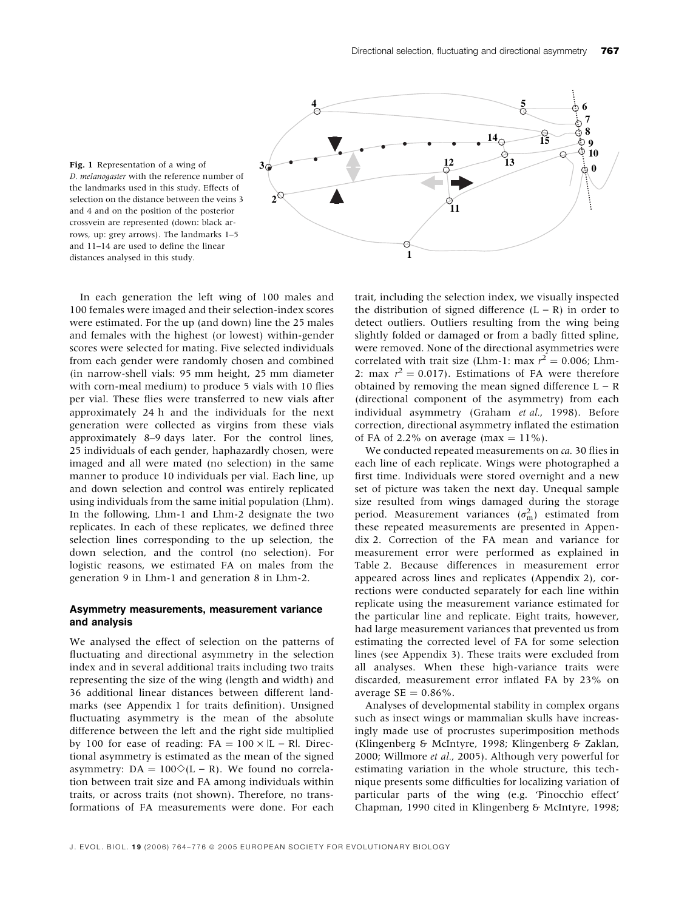**Fig. 1** Representation of a wing of *D. melanogaster* with the reference number of the landmarks used in this study. Effects of selection on the distance between the veins 3 and 4 and on the position of the posterior crossvein are represented (down: black arrows, up: grey arrows). The landmarks 1–5 and 11–14 are used to define the linear distances analysed in this study.

In each generation the left wing of 100 males and 100 females were imaged and their selection-index scores were estimated. For the up (and down) line the 25 males and females with the highest (or lowest) within-gender scores were selected for mating. Five selected individuals from each gender were randomly chosen and combined (in narrow-shell vials: 95 mm height, 25 mm diameter with corn-meal medium) to produce 5 vials with 10 flies per vial. These flies were transferred to new vials after approximately 24 h and the individuals for the next generation were collected as virgins from these vials approximately 8–9 days later. For the control lines, 25 individuals of each gender, haphazardly chosen, were imaged and all were mated (no selection) in the same manner to produce 10 individuals per vial. Each line, up and down selection and control was entirely replicated using individuals from the same initial population (Lhm). In the following, Lhm-1 and Lhm-2 designate the two replicates. In each of these replicates, we defined three selection lines corresponding to the up selection, the down selection, and the control (no selection). For logistic reasons, we estimated FA on males from the generation 9 in Lhm-1 and generation 8 in Lhm-2.

### Asymmetry measurements, measurement variance and analysis

We analysed the effect of selection on the patterns of fluctuating and directional asymmetry in the selection index and in several additional traits including two traits representing the size of the wing (length and width) and 36 additional linear distances between different landmarks (see Appendix 1 for traits definition). Unsigned fluctuating asymmetry is the mean of the absolute difference between the left and the right side multiplied by 100 for ease of reading: $\mathrm{FA} = 100 \times |\mathrm{L} - \mathrm{R}|$. Directional asymmetry is estimated as the mean of the signed asymmetry: $\mathrm{DA} = 100\diamond(\mathrm{L} - \mathrm{R})$. We found no correlation between trait size and FA among individuals within traits, or across traits (not shown). Therefore, no transformations of FA measurements were done. For each trait, including the selection index, we visually inspected the distribution of signed difference (L − R) in order to detect outliers. Outliers resulting from the wing being slightly folded or damaged or from a badly fitted spline, were removed. None of the directional asymmetries were correlated with trait size (Lhm-1: max $r^2 = 0.006$; Lhm-2: max $r^2 = 0.017$). Estimations of FA were therefore obtained by removing the mean signed difference L − R (directional component of the asymmetry) from each individual asymmetry (Graham *et al.*, 1998). Before correction, directional asymmetry inflated the estimation of FA of 2.2% on average (max = 11%).

We conducted repeated measurements on *ca.* 30 flies in each line of each replicate. Wings were photographed a first time. Individuals were stored overnight and a new set of picture was taken the next day. Unequal sample size resulted from wings damaged during the storage period. Measurement variances ($\sigma^2_{\mathrm{m}}$) estimated from these repeated measurements are presented in Appendix 2. Correction of the FA mean and variance for measurement error were performed as explained in Table 2. Because differences in measurement error appeared across lines and replicates (Appendix 2), corrections were conducted separately for each line within replicate using the measurement variance estimated for the particular line and replicate. Eight traits, however, had large measurement variances that prevented us from estimating the corrected level of FA for some selection lines (see Appendix 3). These traits were excluded from all analyses. When these high-variance traits were discarded, measurement error inflated FA by 23% on average SE = 0.86%.

Analyses of developmental stability in complex organs such as insect wings or mammalian skulls have increasingly made use of procrustes superimposition methods (Klingenberg & McIntyre, 1998; Klingenberg & Zaklan, 2000; Willmore *et al.*, 2005). Although very powerful for estimating variation in the whole structure, this technique presents some difficulties for localizing variation of particular parts of the wing (e.g. 'Pinocchio effect' Chapman, 1990 cited in Klingenberg & McIntyre, 1998;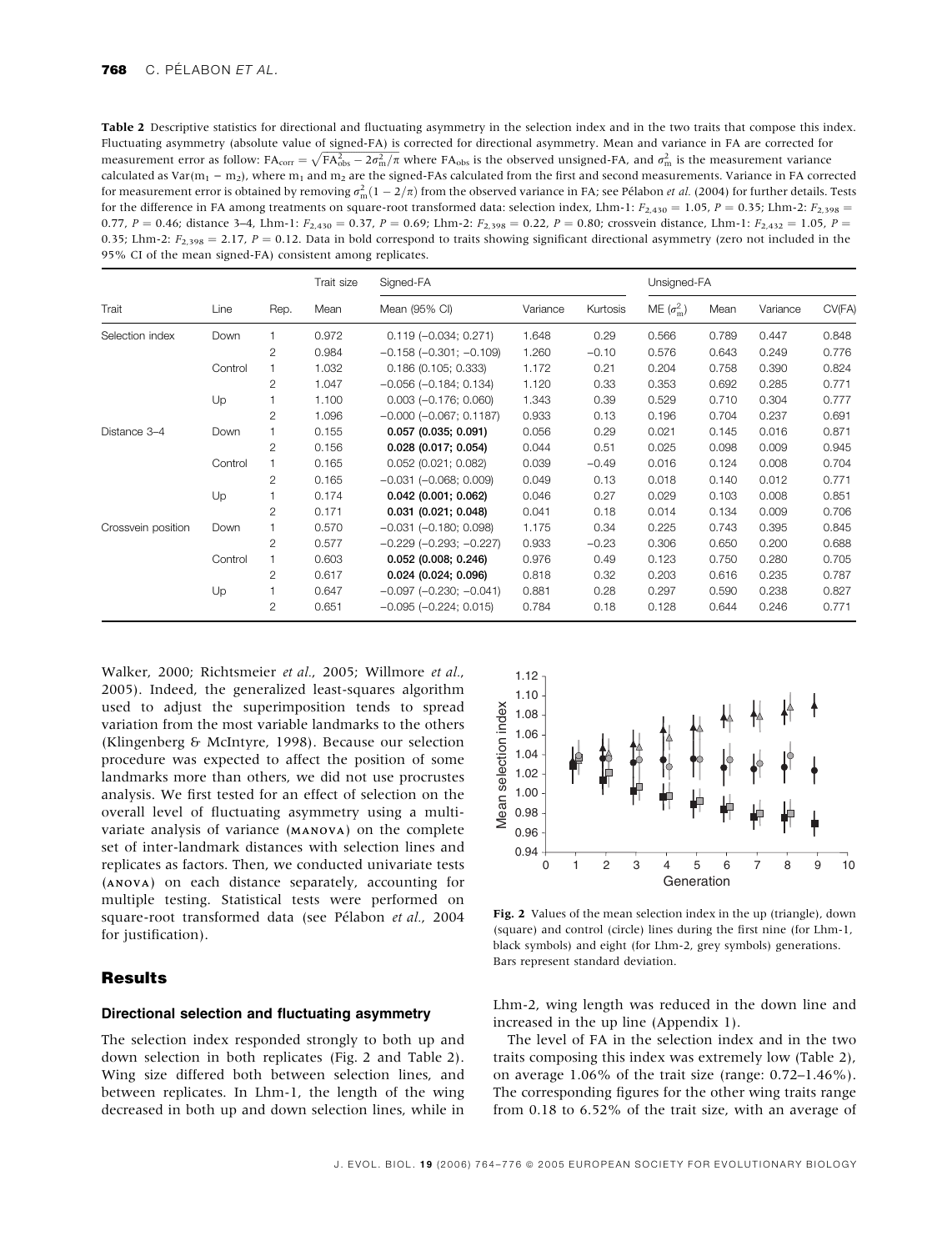**Table 2** Descriptive statistics for directional and fluctuating asymmetry in the selection index and in the two traits that compose this index. Fluctuating asymmetry (absolute value of signed-FA) is corrected for directional asymmetry. Mean and variance in FA are corrected for measurement error as follow: $FA_{corr} = \sqrt{FA_{obs}^2 - 2\sigma_m^2/\pi}$ where $FA_{obs}$ is the observed unsigned-FA, and $\sigma_m^2$ is the measurement variance calculated as $Var(m_1 - m_2)$, where $m_1$ and $m_2$ are the signed-FAs calculated from the first and second measurements. Variance in FA corrected for measurement error is obtained by removing $\sigma_m^2(1 - 2/\pi)$ from the observed variance in FA; see Pélabon *et al.* (2004) for further details. Tests for the difference in FA among treatments on square-root transformed data: selection index, Lhm-1: $F_{2,430} = 1.05$, $P = 0.35$; Lhm-2: $F_{2,398} = 0.77$, $P = 0.46$; distance 3–4, Lhm-1: $F_{2,430} = 0.37$, $P = 0.69$; Lhm-2: $F_{2,398} = 0.22$, $P = 0.80$; crossvein distance, Lhm-1: $F_{2,432} = 1.05$, $P = 0.35$; Lhm-2: $F_{2,398} = 2.17$, $P = 0.12$. Data in bold correspond to traits showing significant directional asymmetry (zero not included in the 95% CI of the mean signed-FA) consistent among replicates.

| Trait | Line | Rep. | Trait size | Signed-FA | | | Unsigned-FA | | | |
|---|---|---|---|---|---|---|---|---|---|---|
| | | | Mean | Mean (95% CI) | Variance | Kurtosis | ME ($\sigma_m^2$) | Mean | Variance | CV(FA) |
| Selection index | Down | 1 | 0.972 | 0.119 (−0.034; 0.271) | 1.648 | 0.29 | 0.566 | 0.789 | 0.447 | 0.848 |
| | | 2 | 0.984 | −0.158 (−0.301; −0.109) | 1.260 | −0.10 | 0.576 | 0.643 | 0.249 | 0.776 |
| | Control | 1 | 1.032 | 0.186 (0.105; 0.333) | 1.172 | 0.21 | 0.204 | 0.758 | 0.390 | 0.824 |
| | | 2 | 1.047 | −0.056 (−0.184; 0.134) | 1.120 | 0.33 | 0.353 | 0.692 | 0.285 | 0.771 |
| | Up | 1 | 1.100 | 0.003 (−0.176; 0.060) | 1.343 | 0.39 | 0.529 | 0.710 | 0.304 | 0.777 |
| | | 2 | 1.096 | −0.000 (−0.067; 0.1187) | 0.933 | 0.13 | 0.196 | 0.704 | 0.237 | 0.691 |
| Distance 3–4 | Down | 1 | 0.155 | **0.057 (0.035; 0.091)** | 0.056 | 0.29 | 0.021 | 0.145 | 0.016 | 0.871 |
| | | 2 | 0.156 | **0.028 (0.017; 0.054)** | 0.044 | 0.51 | 0.025 | 0.098 | 0.009 | 0.945 |
| | Control | 1 | 0.165 | 0.052 (0.021; 0.082) | 0.039 | −0.49 | 0.016 | 0.124 | 0.008 | 0.704 |
| | | 2 | 0.165 | −0.031 (−0.068; 0.009) | 0.049 | 0.13 | 0.018 | 0.140 | 0.012 | 0.771 |
| | Up | 1 | 0.174 | **0.042 (0.001; 0.062)** | 0.046 | 0.27 | 0.029 | 0.103 | 0.008 | 0.851 |
| | | 2 | 0.171 | **0.031 (0.021; 0.048)** | 0.041 | 0.18 | 0.014 | 0.134 | 0.009 | 0.706 |
| Crossvein position | Down | 1 | 0.570 | −0.031 (−0.180; 0.098) | 1.175 | 0.34 | 0.225 | 0.743 | 0.395 | 0.845 |
| | | 2 | 0.577 | −0.229 (−0.293; −0.227) | 0.933 | −0.23 | 0.306 | 0.650 | 0.200 | 0.688 |
| | Control | 1 | 0.603 | **0.052 (0.008; 0.246)** | 0.976 | 0.49 | 0.123 | 0.750 | 0.280 | 0.705 |
| | | 2 | 0.617 | **0.024 (0.024; 0.096)** | 0.818 | 0.32 | 0.203 | 0.616 | 0.235 | 0.787 |
| | Up | 1 | 0.647 | −0.097 (−0.230; −0.041) | 0.881 | 0.28 | 0.297 | 0.590 | 0.238 | 0.827 |
| | | 2 | 0.651 | −0.095 (−0.224; 0.015) | 0.784 | 0.18 | 0.128 | 0.644 | 0.246 | 0.771 |

Walker, 2000; Richtsmeier *et al.*, 2005; Willmore *et al.*, 2005). Indeed, the generalized least-squares algorithm used to adjust the superimposition tends to spread variation from the most variable landmarks to the others (Klingenberg & McIntyre, 1998). Because our selection procedure was expected to affect the position of some landmarks more than others, we did not use procrustes analysis. We first tested for an effect of selection on the overall level of fluctuating asymmetry using a multivariate analysis of variance (MANOVA) on the complete set of inter-landmark distances with selection lines and replicates as factors. Then, we conducted univariate tests (ANOVA) on each distance separately, accounting for multiple testing. Statistical tests were performed on square-root transformed data (see Pélabon *et al.*, 2004 for justification).

**Fig. 2** Values of the mean selection index in the up (triangle), down (square) and control (circle) lines during the first nine (for Lhm-1, black symbols) and eight (for Lhm-2, grey symbols) generations. Bars represent standard deviation.

## Results

### Directional selection and fluctuating asymmetry

The selection index responded strongly to both up and down selection in both replicates (Fig. 2 and Table 2). Wing size differed both between selection lines, and between replicates. In Lhm-1, the length of the wing decreased in both up and down selection lines, while in Lhm-2, wing length was reduced in the down line and increased in the up line (Appendix 1).

The level of FA in the selection index and in the two traits composing this index was extremely low (Table 2), on average 1.06% of the trait size (range: 0.72–1.46%). The corresponding figures for the other wing traits range from 0.18 to 6.52% of the trait size, with an average of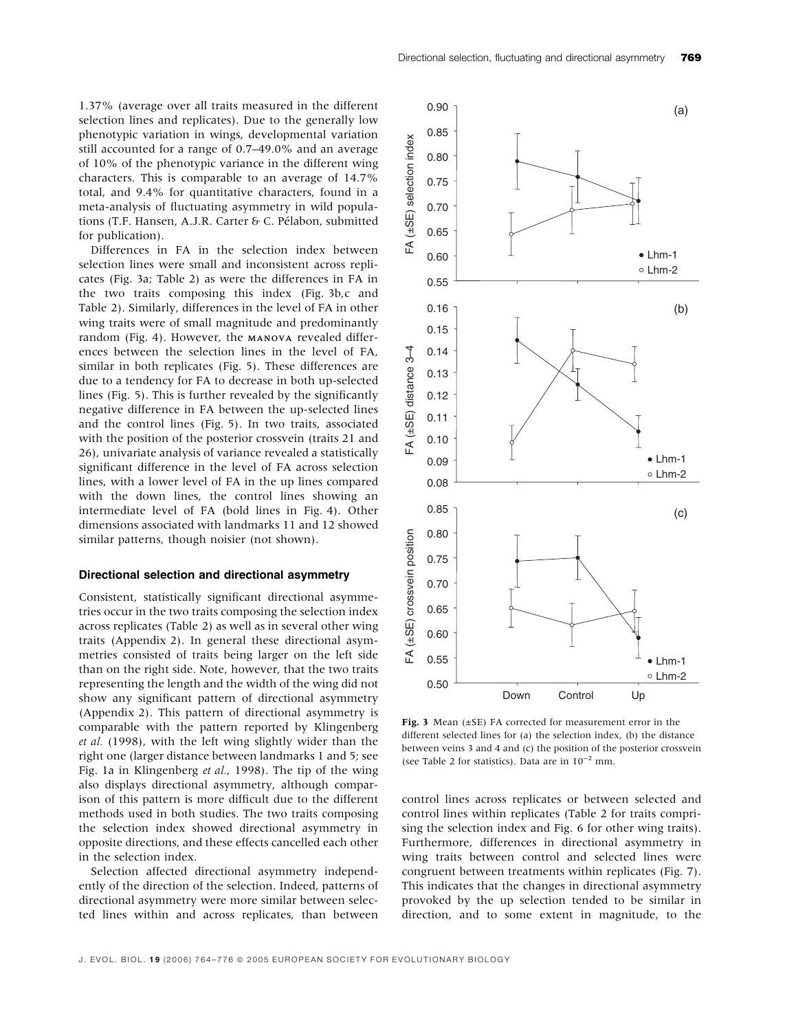1.37% (average over all traits measured in the different selection lines and replicates). Due to the generally low phenotypic variation in wings, developmental variation still accounted for a range of 0.7–49.0% and an average of 10% of the phenotypic variance in the different wing characters. This is comparable to an average of 14.7% total, and 9.4% for quantitative characters, found in a meta-analysis of fluctuating asymmetry in wild populations (T.F. Hansen, A.J.R. Carter & C. Pélabon, submitted for publication).

Differences in FA in the selection index between selection lines were small and inconsistent across replicates (Fig. 3a; Table 2) as were the differences in FA in the two traits composing this index (Fig. 3b,c and Table 2). Similarly, differences in the level of FA in other wing traits were of small magnitude and predominantly random (Fig. 4). However, the MANOVA revealed differences between the selection lines in the level of FA, similar in both replicates (Fig. 5). These differences are due to a tendency for FA to decrease in both up-selected lines (Fig. 5). This is further revealed by the significantly negative difference in FA between the up-selected lines and the control lines (Fig. 5). In two traits, associated with the position of the posterior crossvein (traits 21 and 26), univariate analysis of variance revealed a statistically significant difference in the level of FA across selection lines, with a lower level of FA in the up lines compared with the down lines, the control lines showing an intermediate level of FA (bold lines in Fig. 4). Other dimensions associated with landmarks 11 and 12 showed similar patterns, though noisier (not shown).

### Directional selection and directional asymmetry

Consistent, statistically significant directional asymmetries occur in the two traits composing the selection index across replicates (Table 2) as well as in several other wing traits (Appendix 2). In general these directional asymmetries consisted of traits being larger on the left side than on the right side. Note, however, that the two traits representing the length and the width of the wing did not show any significant pattern of directional asymmetry (Appendix 2). This pattern of directional asymmetry is comparable with the pattern reported by Klingenberg *et al.* (1998), with the left wing slightly wider than the right one (larger distance between landmarks 1 and 5; see Fig. 1a in Klingenberg *et al.*, 1998). The tip of the wing also displays directional asymmetry, although comparison of this pattern is more difficult due to the different methods used in both studies. The two traits composing the selection index showed directional asymmetry in opposite directions, and these effects cancelled each other in the selection index.

Selection affected directional asymmetry independently of the direction of the selection. Indeed, patterns of directional asymmetry were more similar between selected lines within and across replicates, than between control lines across replicates or between selected and control lines within replicates (Table 2 for traits comprising the selection index and Fig. 6 for other wing traits). Furthermore, differences in directional asymmetry in wing traits between control and selected lines were congruent between treatments within replicates (Fig. 7). This indicates that the changes in directional asymmetry provoked by the up selection tended to be similar in direction, and to some extent in magnitude, to the

**Fig. 3** Mean (±SE) FA corrected for measurement error in the different selected lines for (a) the selection index, (b) the distance between veins 3 and 4 and (c) the position of the posterior crossvein (see Table 2 for statistics). Data are in $10^{-2}$ mm.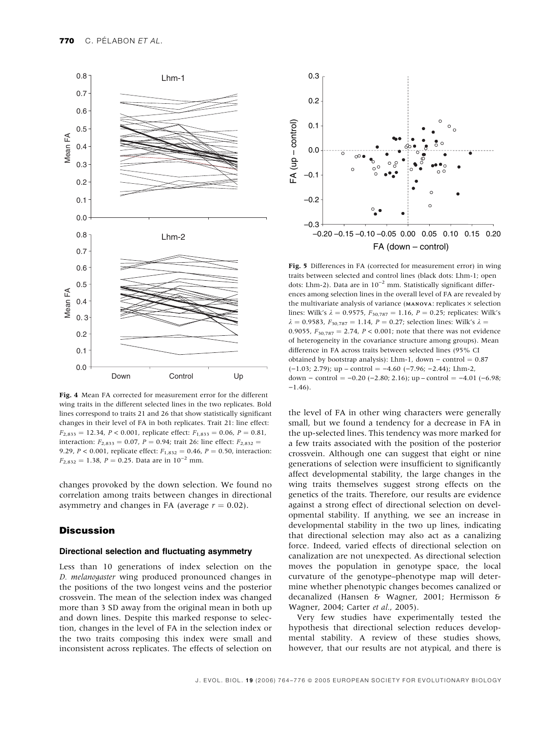**Fig. 4** Mean FA corrected for measurement error for the different wing traits in the different selected lines in the two replicates. Bold lines correspond to traits 21 and 26 that show statistically significant changes in their level of FA in both replicates. Trait 21: line effect: $F_{2,833} = 12.34$, $P < 0.001$, replicate effect: $F_{1,833} = 0.06$, $P = 0.81$, interaction: $F_{2,833} = 0.07$, $P = 0.94$; trait 26: line effect: $F_{2,832} = 9.29$, $P < 0.001$, replicate effect: $F_{1,832} = 0.46$, $P = 0.50$, interaction: $F_{2,832} = 1.38$, $P = 0.25$. Data are in $10^{-2}$ mm.

**Fig. 5** Differences in FA (corrected for measurement error) in wing traits between selected and control lines (black dots: Lhm-1; open dots: Lhm-2). Data are in $10^{-2}$ mm. Statistically significant differences among selection lines in the overall level of FA are revealed by the multivariate analysis of variance (MANOVA: replicates × selection lines: Wilk's $\lambda = 0.9575$, $F_{30,787} = 1.16$, $P = 0.25$; replicates: Wilk's $\lambda = 0.9583$, $F_{30,787} = 1.14$, $P = 0.27$; selection lines: Wilk's $\lambda = 0.9055$, $F_{30,787} = 2.74$, $P < 0.001$; note that there was not evidence of heterogeneity in the covariance structure among groups). Mean difference in FA across traits between selected lines (95% CI obtained by bootstrap analysis): Lhm-1, down − control = 0.87 (−1.03; 2.79); up − control = −4.60 (−7.96; −2.44); Lhm-2, down − control = −0.20 (−2.80; 2.16); up − control = −4.01 (−6.98; −1.46).

changes provoked by the down selection. We found no correlation among traits between changes in directional asymmetry and changes in FA (average $r = 0.02$).

## Discussion

### Directional selection and fluctuating asymmetry

Less than 10 generations of index selection on the *D. melanogaster* wing produced pronounced changes in the positions of the two longest veins and the posterior crossvein. The mean of the selection index was changed more than 3 SD away from the original mean in both up and down lines. Despite this marked response to selection, changes in the level of FA in the selection index or the two traits composing this index were small and inconsistent across replicates. The effects of selection on the level of FA in other wing characters were generally small, but we found a tendency for a decrease in FA in the up-selected lines. This tendency was more marked for a few traits associated with the position of the posterior crossvein. Although one can suggest that eight or nine generations of selection were insufficient to significantly affect developmental stability, the large changes in the wing traits themselves suggest strong effects on the genetics of the traits. Therefore, our results are evidence against a strong effect of directional selection on developmental stability. If anything, we see an increase in developmental stability in the two up lines, indicating that directional selection may also act as a canalizing force. Indeed, varied effects of directional selection on canalization are not unexpected. As directional selection moves the population in genotype space, the local curvature of the genotype–phenotype map will determine whether phenotypic changes becomes canalized or decanalized (Hansen & Wagner, 2001; Hermisson & Wagner, 2004; Carter *et al.*, 2005).

Very few studies have experimentally tested the hypothesis that directional selection reduces developmental stability. A review of these studies shows, however, that our results are not atypical, and there is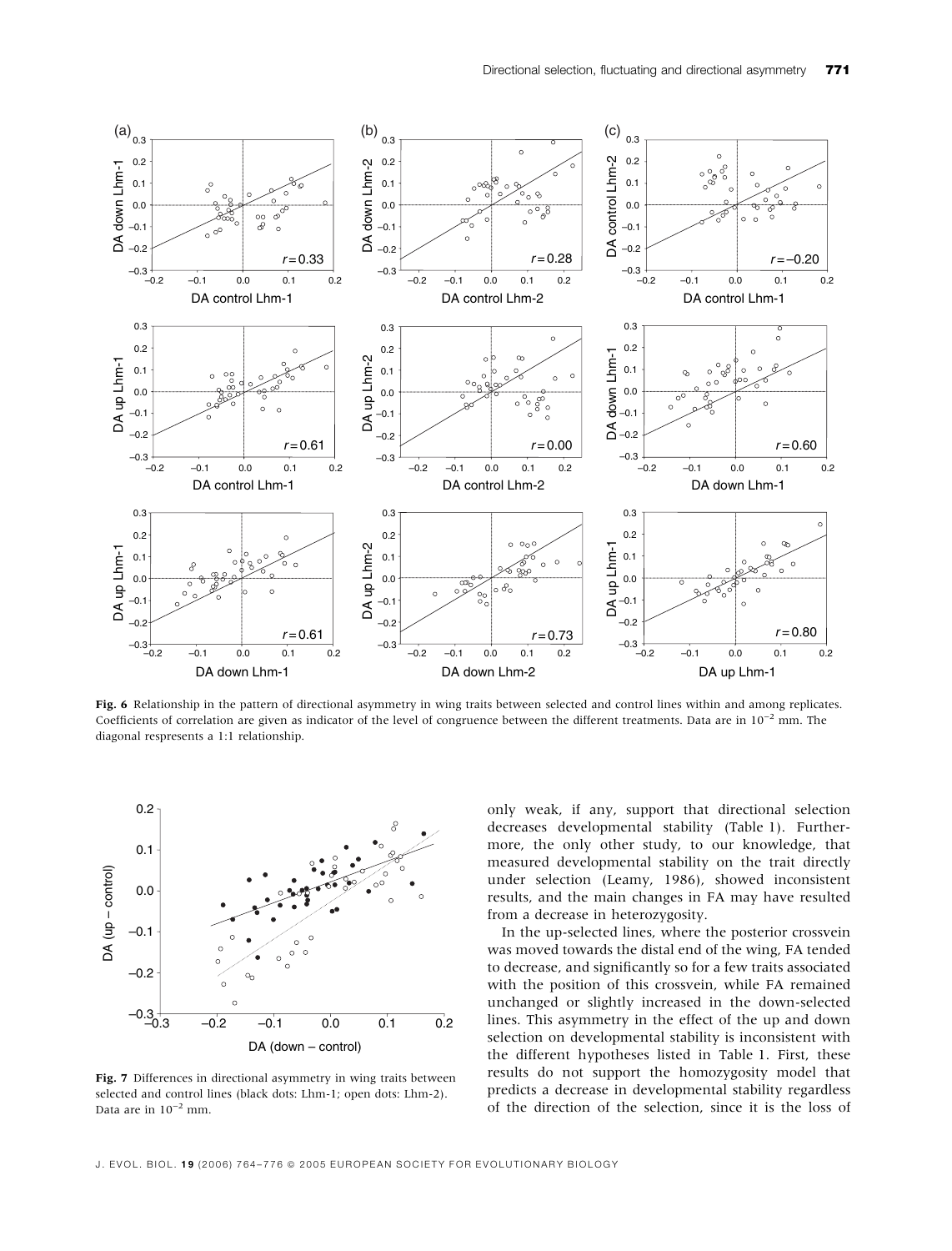**Fig. 6** Relationship in the pattern of directional asymmetry in wing traits between selected and control lines within and among replicates. Coefficients of correlation are given as indicator of the level of congruence between the different treatments. Data are in $10^{-2}$ mm. The diagonal respresents a 1:1 relationship.

**Fig. 7** Differences in directional asymmetry in wing traits between selected and control lines (black dots: Lhm-1; open dots: Lhm-2). Data are in $10^{-2}$ mm.

only weak, if any, support that directional selection decreases developmental stability (Table 1). Furthermore, the only other study, to our knowledge, that measured developmental stability on the trait directly under selection (Leamy, 1986), showed inconsistent results, and the main changes in FA may have resulted from a decrease in heterozygosity.

In the up-selected lines, where the posterior crossvein was moved towards the distal end of the wing, FA tended to decrease, and significantly so for a few traits associated with the position of this crossvein, while FA remained unchanged or slightly increased in the down-selected lines. This asymmetry in the effect of the up and down selection on developmental stability is inconsistent with the different hypotheses listed in Table 1. First, these results do not support the homozygosity model that predicts a decrease in developmental stability regardless of the direction of the selection, since it is the loss of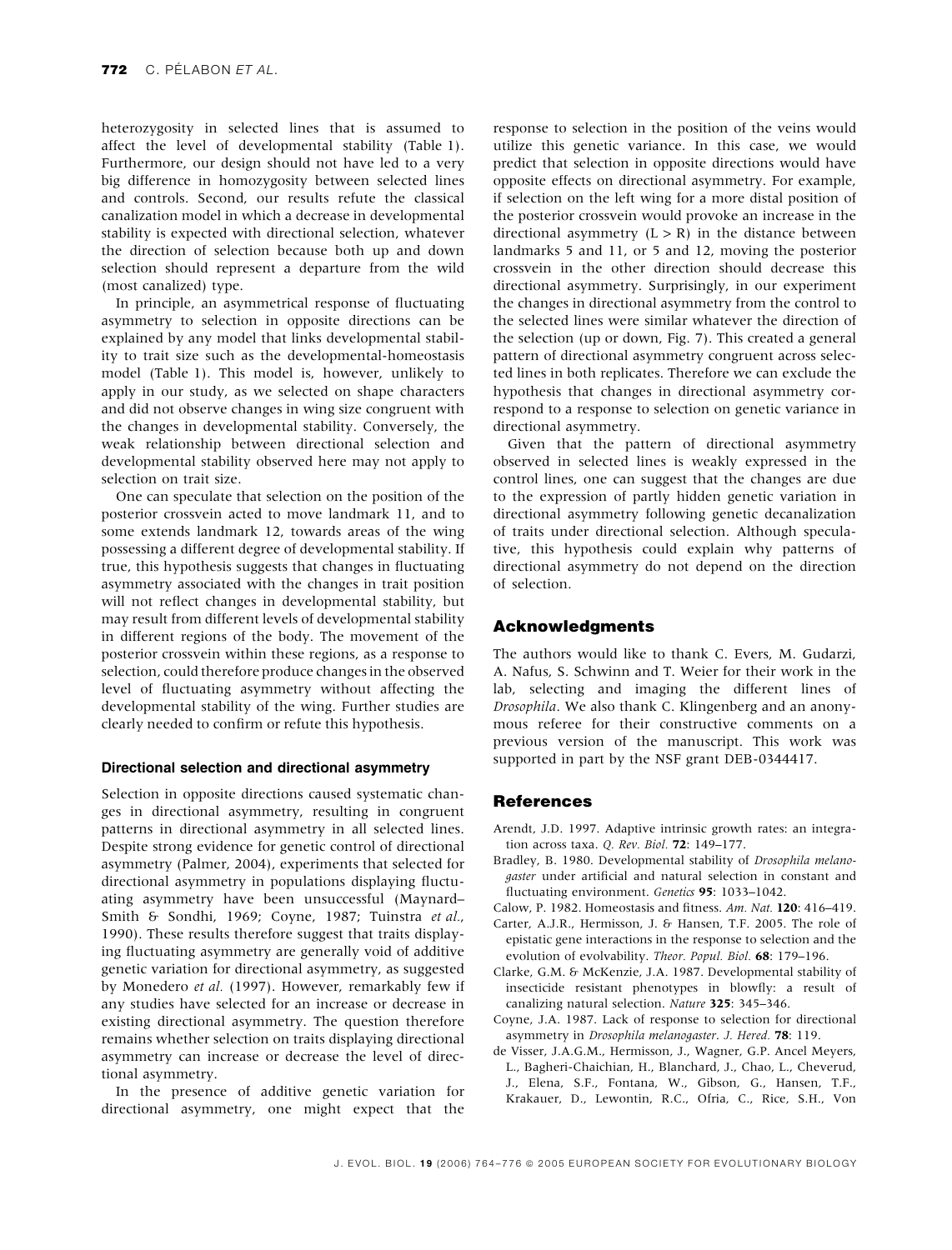heterozygosity in selected lines that is assumed to affect the level of developmental stability (Table 1). Furthermore, our design should not have led to a very big difference in homozygosity between selected lines and controls. Second, our results refute the classical canalization model in which a decrease in developmental stability is expected with directional selection, whatever the direction of selection because both up and down selection should represent a departure from the wild (most canalized) type.

In principle, an asymmetrical response of fluctuating asymmetry to selection in opposite directions can be explained by any model that links developmental stability to trait size such as the developmental-homeostasis model (Table 1). This model is, however, unlikely to apply in our study, as we selected on shape characters and did not observe changes in wing size congruent with the changes in developmental stability. Conversely, the weak relationship between directional selection and developmental stability observed here may not apply to selection on trait size.

One can speculate that selection on the position of the posterior crossvein acted to move landmark 11, and to some extends landmark 12, towards areas of the wing possessing a different degree of developmental stability. If true, this hypothesis suggests that changes in fluctuating asymmetry associated with the changes in trait position will not reflect changes in developmental stability, but may result from different levels of developmental stability in different regions of the body. The movement of the posterior crossvein within these regions, as a response to selection, could therefore produce changes in the observed level of fluctuating asymmetry without affecting the developmental stability of the wing. Further studies are clearly needed to confirm or refute this hypothesis.

### Directional selection and directional asymmetry

Selection in opposite directions caused systematic changes in directional asymmetry, resulting in congruent patterns in directional asymmetry in all selected lines. Despite strong evidence for genetic control of directional asymmetry (Palmer, 2004), experiments that selected for directional asymmetry in populations displaying fluctuating asymmetry have been unsuccessful (Maynard–Smith & Sondhi, 1969; Coyne, 1987; Tuinstra *et al.*, 1990). These results therefore suggest that traits displaying fluctuating asymmetry are generally void of additive genetic variation for directional asymmetry, as suggested by Monedero *et al.* (1997). However, remarkably few if any studies have selected for an increase or decrease in existing directional asymmetry. The question therefore remains whether selection on traits displaying directional asymmetry can increase or decrease the level of directional asymmetry.

In the presence of additive genetic variation for directional asymmetry, one might expect that the response to selection in the position of the veins would utilize this genetic variance. In this case, we would predict that selection in opposite directions would have opposite effects on directional asymmetry. For example, if selection on the left wing for a more distal position of the posterior crossvein would provoke an increase in the directional asymmetry ($L > R$) in the distance between landmarks 5 and 11, or 5 and 12, moving the posterior crossvein in the other direction should decrease this directional asymmetry. Surprisingly, in our experiment the changes in directional asymmetry from the control to the selected lines were similar whatever the direction of the selection (up or down, Fig. 7). This created a general pattern of directional asymmetry congruent across selected lines in both replicates. Therefore we can exclude the hypothesis that changes in directional asymmetry correspond to a response to selection on genetic variance in directional asymmetry.

Given that the pattern of directional asymmetry observed in selected lines is weakly expressed in the control lines, one can suggest that the changes are due to the expression of partly hidden genetic variation in directional asymmetry following genetic decanalization of traits under directional selection. Although speculative, this hypothesis could explain why patterns of directional asymmetry do not depend on the direction of selection.

## Acknowledgments

The authors would like to thank C. Evers, M. Gudarzi, A. Nafus, S. Schwinn and T. Weier for their work in the lab, selecting and imaging the different lines of *Drosophila*. We also thank C. Klingenberg and an anonymous referee for their constructive comments on a previous version of the manuscript. This work was supported in part by the NSF grant DEB-0344417.

## References

Arendt, J.D. 1997. Adaptive intrinsic growth rates: an integration across taxa. *Q. Rev. Biol.* **72**: 149–177.

Bradley, B. 1980. Developmental stability of *Drosophila melanogaster* under artificial and natural selection in constant and fluctuating environment. *Genetics* **95**: 1033–1042.

Calow, P. 1982. Homeostasis and fitness. *Am. Nat.* **120**: 416–419.

Carter, A.J.R., Hermisson, J. & Hansen, T.F. 2005. The role of epistatic gene interactions in the response to selection and the evolution of evolvability. *Theor. Popul. Biol.* **68**: 179–196.

Clarke, G.M. & McKenzie, J.A. 1987. Developmental stability of insecticide resistant phenotypes in blowfly: a result of canalizing natural selection. *Nature* **325**: 345–346.

Coyne, J.A. 1987. Lack of response to selection for directional asymmetry in *Drosophila melanogaster*. *J. Hered.* **78**: 119.

de Visser, J.A.G.M., Hermisson, J., Wagner, G.P. Ancel Meyers, L., Bagheri-Chaichian, H., Blanchard, J., Chao, L., Cheverud, J., Elena, S.F., Fontana, W., Gibson, G., Hansen, T.F., Krakauer, D., Lewontin, R.C., Ofria, C., Rice, S.H., Von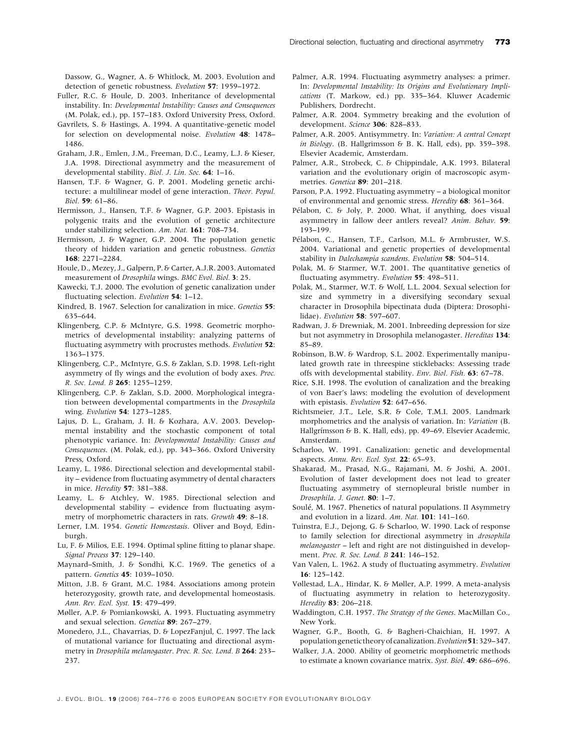Dassow, G., Wagner, A. & Whitlock, M. 2003. Evolution and detection of genetic robustness. *Evolution* **57**: 1959–1972.

Fuller, R.C. & Houle, D. 2003. Inheritance of developmental instability. In: *Developmental Instability: Causes and Consequences* (M. Polak, ed.), pp. 157–183. Oxford University Press, Oxford.

Gavrilets, S. & Hastings, A. 1994. A quantitative-genetic model for selection on developmental noise. *Evolution* **48**: 1478–1486.

Graham, J.R., Emlen, J.M., Freeman, D.C., Leamy, L.J. & Kieser, J.A. 1998. Directional asymmetry and the measurement of developmental stability. *Biol. J. Lin. Soc.* **64**: 1–16.

Hansen, T.F. & Wagner, G. P. 2001. Modeling genetic architecture: a multilinear model of gene interaction. *Theor. Popul. Biol.* **59**: 61–86.

Hermisson, J., Hansen, T.F. & Wagner, G.P. 2003. Epistasis in polygenic traits and the evolution of genetic architecture under stabilizing selection. *Am. Nat.* **161**: 708–734.

Hermisson, J. & Wagner, G.P. 2004. The population genetic theory of hidden variation and genetic robustness. *Genetics* **168**: 2271–2284.

Houle, D., Mezey, J., Galpern, P. & Carter, A.J.R. 2003. Automated measurement of *Drosophila* wings. *BMC Evol. Biol.* **3**: 25.

Kawecki, T.J. 2000. The evolution of genetic canalization under fluctuating selection. *Evolution* **54**: 1–12.

Kindred, B. 1967. Selection for canalization in mice. *Genetics* **55**: 635–644.

Klingenberg, C.P. & McIntyre, G.S. 1998. Geometric morphometrics of developmental instability: analyzing patterns of fluctuating asymmetry with procrustes methods. *Evolution* **52**: 1363–1375.

Klingenberg, C.P., McIntyre, G.S. & Zaklan, S.D. 1998. Left-right asymmetry of fly wings and the evolution of body axes. *Proc. R. Soc. Lond. B* **265**: 1255–1259.

Klingenberg, C.P. & Zaklan, S.D. 2000. Morphological integration between developmental compartments in the *Drosophila* wing. *Evolution* **54**: 1273–1285.

Lajus, D. L., Graham, J. H. & Kozhara, A.V. 2003. Developmental instability and the stochastic component of total phenotypic variance. In: *Developmental Instability: Causes and Consequences*. (M. Polak, ed.), pp. 343–366. Oxford University Press, Oxford.

Leamy, L. 1986. Directional selection and developmental stability – evidence from fluctuating asymmetry of dental characters in mice. *Heredity* **57**: 381–388.

Leamy, L. & Atchley, W. 1985. Directional selection and developmental stability – evidence from fluctuating asymmetry of morphometric characters in rats. *Growth* **49**: 8–18.

Lerner, I.M. 1954. *Genetic Homeostasis*. Oliver and Boyd, Edinburgh.

Lu, F. & Milios, E.E. 1994. Optimal spline fitting to planar shape. *Signal Process* **37**: 129–140.

Maynard–Smith, J. & Sondhi, K.C. 1969. The genetics of a pattern. *Genetics* **45**: 1039–1050.

Mitton, J.B. & Grant, M.C. 1984. Associations among protein heterozygosity, growth rate, and developmental homeostasis. *Ann. Rev. Ecol. Syst.* **15**: 479–499.

Møller, A.P. & Pomiankowski, A. 1993. Fluctuating asymmetry and sexual selection. *Genetica* **89**: 267–279.

Monedero, J.L., Chavarrias, D. & LopezFanjul, C. 1997. The lack of mutational variance for fluctuating and directional asymmetry in *Drosophila melanogaster*. *Proc. R. Soc. Lond. B* **264**: 233–237.

Palmer, A.R. 1994. Fluctuating asymmetry analyses: a primer. In: *Developmental Instability: Its Origins and Evolutionary Implications* (T. Markow, ed.) pp. 335–364. Kluwer Academic Publishers, Dordrecht.

Palmer, A.R. 2004. Symmetry breaking and the evolution of development. *Science* **306**: 828–833.

Palmer, A.R. 2005. Antisymmetry. In: *Variation: A central Concept in Biology*. (B. Hallgrimsson & B. K. Hall, eds), pp. 359–398. Elsevier Academic, Amsterdam.

Palmer, A.R., Strobeck, C. & Chippindale, A.K. 1993. Bilateral variation and the evolutionary origin of macroscopic asymmetries. *Genetica* **89**: 201–218.

Parson, P.A. 1992. Fluctuating asymmetry – a biological monitor of environmental and genomic stress. *Heredity* **68**: 361–364.

Pélabon, C. & Joly, P. 2000. What, if anything, does visual asymmetry in fallow deer antlers reveal? *Anim. Behav.* **59**: 193–199.

Pélabon, C., Hansen, T.F., Carlson, M.L. & Armbruster, W.S. 2004. Variational and genetic properties of developmental stability in *Dalechampia scandens*. *Evolution* **58**: 504–514.

Polak, M. & Starmer, W.T. 2001. The quantitative genetics of fluctuating asymmetry. *Evolution* **55**: 498–511.

Polak, M., Starmer, W.T. & Wolf, L.L. 2004. Sexual selection for size and symmetry in a diversifying secondary sexual character in Drosophila bipectinata duda (Diptera: Drosophilidae). *Evolution* **58**: 597–607.

Radwan, J. & Drewniak, M. 2001. Inbreeding depression for size but not asymmetry in Drosophila melanogaster. *Hereditas* **134**: 85–89.

Robinson, B.W. & Wardrop, S.L. 2002. Experimentally manipulated growth rate in threespine sticklebacks: Assessing trade offs with developmental stability. *Env. Biol. Fish.* **63**: 67–78.

Rice, S.H. 1998. The evolution of canalization and the breaking of von Baer's laws: modeling the evolution of development with epistasis. *Evolution* **52**: 647–656.

Richtsmeier, J.T., Lele, S.R. & Cole, T.M.I. 2005. Landmark morphometrics and the analysis of variation. In: *Variation* (B. Hallgrímsson & B. K. Hall, eds), pp. 49–69. Elsevier Academic, Amsterdam.

Scharloo, W. 1991. Canalization: genetic and developmental aspects. *Annu. Rev. Ecol. Syst.* **22**: 65–93.

Shakarad, M., Prasad, N.G., Rajamani, M. & Joshi, A. 2001. Evolution of faster development does not lead to greater fluctuating asymmetry of sternopleural bristle number in *Drosophila*. *J. Genet.* **80**: 1–7.

Soulé, M. 1967. Phenetics of natural populations. II Asymmetry and evolution in a lizard. *Am. Nat.* **101**: 141–160.

Tuinstra, E.J., Dejong, G. & Scharloo, W. 1990. Lack of response to family selection for directional asymmetry in *drosophila melanogaster* – left and right are not distinguished in development. *Proc. R. Soc. Lond. B* **241**: 146–152.

Van Valen, L. 1962. A study of fluctuating asymmetry. *Evolution* **16**: 125–142.

Vøllestad, L.A., Hindar, K. & Møller, A.P. 1999. A meta-analysis of fluctuating asymmetry in relation to heterozygosity. *Heredity* **83**: 206–218.

Waddington, C.H. 1957. *The Strategy of the Genes*. MacMillan Co., New York.

Wagner, G.P., Booth, G. & Bagheri-Chaichian, H. 1997. A population genetic theory of canalization. *Evolution* **51**: 329–347.

Walker, J.A. 2000. Ability of geometric morphometric methods to estimate a known covariance matrix. *Syst. Biol.* **49**: 686–696.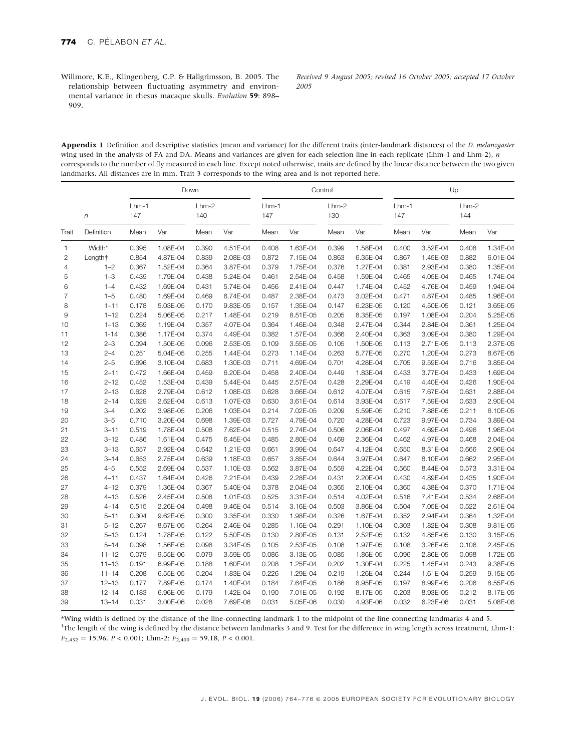Willmore, K.E., Klingenberg, C.P. & Hallgrimsson, B. 2005. The relationship between fluctuating asymmetry and environmental variance in rhesus macaque skulls. *Evolution* **59**: 898–909.

*Received 9 August 2005; revised 16 October 2005; accepted 17 October 2005*

**Appendix 1** Definition and descriptive statistics (mean and variance) for the different traits (inter-landmark distances) of the *D. melanogaster* wing used in the analysis of FA and DA. Means and variances are given for each selection line in each replicate (Lhm-1 and Lhm-2), *n* corresponds to the number of fly measured in each line. Except noted otherwise, traits are defined by the linear distance between the two given landmarks. All distances are in mm. Trait 3 corresponds to the wing area and is not reported here.

| | | Down | | | | Control | | | | Up | | | |
|---|---|---|---|---|---|---|---|---|---|---|---|---|---|
| | *n* | Lhm-1 147 | | Lhm-2 140 | | Lhm-1 147 | | Lhm-2 130 | | Lhm-1 147 | | Lhm-2 144 | |
| Trait | Definition | Mean | Var | Mean | Var | Mean | Var | Mean | Var | Mean | Var | Mean | Var |
| 1 | Width* | 0.395 | 1.08E-04 | 0.390 | 4.51E-04 | 0.408 | 1.63E-04 | 0.399 | 1.58E-04 | 0.400 | 3.52E-04 | 0.408 | 1.34E-04 |
| 2 | Length† | 0.854 | 4.87E-04 | 0.839 | 2.08E-03 | 0.872 | 7.15E-04 | 0.863 | 6.35E-04 | 0.867 | 1.45E-03 | 0.882 | 6.01E-04 |
| 4 | 1–2 | 0.367 | 1.52E-04 | 0.364 | 3.87E-04 | 0.379 | 1.75E-04 | 0.376 | 1.27E-04 | 0.381 | 2.93E-04 | 0.380 | 1.35E-04 |
| 5 | 1–3 | 0.439 | 1.79E-04 | 0.438 | 5.24E-04 | 0.461 | 2.54E-04 | 0.458 | 1.59E-04 | 0.465 | 4.05E-04 | 0.465 | 1.74E-04 |
| 6 | 1–4 | 0.432 | 1.69E-04 | 0.431 | 5.74E-04 | 0.456 | 2.41E-04 | 0.447 | 1.74E-04 | 0.452 | 4.76E-04 | 0.459 | 1.94E-04 |
| 7 | 1–5 | 0.480 | 1.69E-04 | 0.469 | 6.74E-04 | 0.487 | 2.38E-04 | 0.473 | 3.02E-04 | 0.471 | 4.87E-04 | 0.485 | 1.96E-04 |
| 8 | 1–11 | 0.178 | 5.03E-05 | 0.170 | 9.83E-05 | 0.157 | 1.35E-04 | 0.147 | 6.23E-05 | 0.120 | 4.50E-05 | 0.121 | 3.65E-05 |
| 9 | 1–12 | 0.224 | 5.06E-05 | 0.217 | 1.48E-04 | 0.219 | 8.51E-05 | 0.205 | 8.35E-05 | 0.197 | 1.08E-04 | 0.204 | 5.25E-05 |
| 10 | 1–13 | 0.369 | 1.19E-04 | 0.357 | 4.07E-04 | 0.364 | 1.46E-04 | 0.348 | 2.47E-04 | 0.344 | 2.84E-04 | 0.361 | 1.25E-04 |
| 11 | 1–14 | 0.386 | 1.17E-04 | 0.374 | 4.49E-04 | 0.382 | 1.57E-04 | 0.366 | 2.40E-04 | 0.363 | 3.09E-04 | 0.380 | 1.29E-04 |
| 12 | 2–3 | 0.094 | 1.50E-05 | 0.096 | 2.53E-05 | 0.109 | 3.55E-05 | 0.105 | 1.50E-05 | 0.113 | 2.71E-05 | 0.113 | 2.37E-05 |
| 13 | 2–4 | 0.251 | 5.04E-05 | 0.255 | 1.44E-04 | 0.273 | 1.14E-04 | 0.263 | 5.77E-05 | 0.270 | 1.20E-04 | 0.273 | 8.67E-05 |
| 14 | 2–5 | 0.696 | 3.10E-04 | 0.683 | 1.30E-03 | 0.711 | 4.69E-04 | 0.701 | 4.28E-04 | 0.705 | 9.59E-04 | 0.716 | 3.85E-04 |
| 15 | 2–11 | 0.472 | 1.66E-04 | 0.459 | 6.20E-04 | 0.458 | 2.40E-04 | 0.449 | 1.83E-04 | 0.433 | 3.77E-04 | 0.433 | 1.69E-04 |
| 16 | 2–12 | 0.452 | 1.53E-04 | 0.439 | 5.44E-04 | 0.445 | 2.57E-04 | 0.428 | 2.29E-04 | 0.419 | 4.40E-04 | 0.426 | 1.90E-04 |
| 17 | 2–13 | 0.628 | 2.79E-04 | 0.612 | 1.08E-03 | 0.628 | 3.66E-04 | 0.612 | 4.07E-04 | 0.615 | 7.67E-04 | 0.631 | 2.88E-04 |
| 18 | 2–14 | 0.629 | 2.62E-04 | 0.613 | 1.07E-03 | 0.630 | 3.61E-04 | 0.614 | 3.93E-04 | 0.617 | 7.59E-04 | 0.633 | 2.90E-04 |
| 19 | 3–4 | 0.202 | 3.98E-05 | 0.206 | 1.03E-04 | 0.214 | 7.02E-05 | 0.209 | 5.59E-05 | 0.210 | 7.88E-05 | 0.211 | 6.10E-05 |
| 20 | 3–5 | 0.710 | 3.20E-04 | 0.698 | 1.39E-03 | 0.727 | 4.79E-04 | 0.720 | 4.28E-04 | 0.723 | 9.97E-04 | 0.734 | 3.89E-04 |
| 21 | 3–11 | 0.519 | 1.78E-04 | 0.508 | 7.62E-04 | 0.515 | 2.74E-04 | 0.506 | 2.06E-04 | 0.497 | 4.69E-04 | 0.496 | 1.96E-04 |
| 22 | 3–12 | 0.486 | 1.61E-04 | 0.475 | 6.45E-04 | 0.485 | 2.80E-04 | 0.469 | 2.36E-04 | 0.462 | 4.97E-04 | 0.468 | 2.04E-04 |
| 23 | 3–13 | 0.657 | 2.92E-04 | 0.642 | 1.21E-03 | 0.661 | 3.99E-04 | 0.647 | 4.12E-04 | 0.650 | 8.31E-04 | 0.666 | 2.96E-04 |
| 24 | 3–14 | 0.653 | 2.75E-04 | 0.639 | 1.18E-03 | 0.657 | 3.85E-04 | 0.644 | 3.97E-04 | 0.647 | 8.10E-04 | 0.662 | 2.95E-04 |
| 25 | 4–5 | 0.552 | 2.69E-04 | 0.537 | 1.10E-03 | 0.562 | 3.87E-04 | 0.559 | 4.22E-04 | 0.560 | 8.44E-04 | 0.573 | 3.31E-04 |
| 26 | 4–11 | 0.437 | 1.64E-04 | 0.426 | 7.21E-04 | 0.439 | 2.28E-04 | 0.431 | 2.20E-04 | 0.430 | 4.89E-04 | 0.435 | 1.90E-04 |
| 27 | 4–12 | 0.379 | 1.36E-04 | 0.367 | 5.40E-04 | 0.378 | 2.04E-04 | 0.365 | 2.10E-04 | 0.360 | 4.38E-04 | 0.370 | 1.71E-04 |
| 28 | 4–13 | 0.526 | 2.45E-04 | 0.508 | 1.01E-03 | 0.525 | 3.31E-04 | 0.514 | 4.02E-04 | 0.516 | 7.41E-04 | 0.534 | 2.68E-04 |
| 29 | 4–14 | 0.515 | 2.26E-04 | 0.498 | 9.46E-04 | 0.514 | 3.16E-04 | 0.503 | 3.86E-04 | 0.504 | 7.05E-04 | 0.522 | 2.61E-04 |
| 30 | 5–11 | 0.304 | 9.62E-05 | 0.300 | 3.35E-04 | 0.330 | 1.98E-04 | 0.326 | 1.67E-04 | 0.352 | 2.94E-04 | 0.364 | 1.32E-04 |
| 31 | 5–12 | 0.267 | 8.67E-05 | 0.264 | 2.46E-04 | 0.285 | 1.16E-04 | 0.291 | 1.10E-04 | 0.303 | 1.82E-04 | 0.308 | 9.81E-05 |
| 32 | 5–13 | 0.124 | 1.78E-05 | 0.122 | 5.50E-05 | 0.130 | 2.80E-05 | 0.131 | 2.52E-05 | 0.132 | 4.85E-05 | 0.130 | 3.15E-05 |
| 33 | 5–14 | 0.098 | 1.56E-05 | 0.098 | 3.34E-05 | 0.105 | 2.53E-05 | 0.108 | 1.97E-05 | 0.108 | 3.26E-05 | 0.106 | 2.45E-05 |
| 34 | 11–12 | 0.079 | 9.55E-06 | 0.079 | 3.59E-05 | 0.086 | 3.13E-05 | 0.085 | 1.86E-05 | 0.096 | 2.86E-05 | 0.098 | 1.72E-05 |
| 35 | 11–13 | 0.191 | 6.99E-05 | 0.188 | 1.60E-04 | 0.208 | 1.25E-04 | 0.202 | 1.30E-04 | 0.225 | 1.45E-04 | 0.243 | 9.38E-05 |
| 36 | 11–14 | 0.208 | 6.55E-05 | 0.204 | 1.83E-04 | 0.226 | 1.29E-04 | 0.219 | 1.26E-04 | 0.244 | 1.61E-04 | 0.259 | 9.15E-05 |
| 37 | 12–13 | 0.177 | 7.89E-05 | 0.174 | 1.40E-04 | 0.184 | 7.64E-05 | 0.186 | 8.95E-05 | 0.197 | 8.99E-05 | 0.206 | 8.55E-05 |
| 38 | 12–14 | 0.183 | 6.96E-05 | 0.179 | 1.42E-04 | 0.190 | 7.01E-05 | 0.192 | 8.17E-05 | 0.203 | 8.93E-05 | 0.212 | 8.17E-05 |
| 39 | 13–14 | 0.031 | 3.00E-06 | 0.028 | 7.69E-06 | 0.031 | 5.05E-06 | 0.030 | 4.93E-06 | 0.032 | 6.23E-06 | 0.031 | 5.08E-06 |

*Wing width is defined by the distance of the line-connecting landmark 1 to the midpoint of the line connecting landmarks 4 and 5.

†The length of the wing is defined by the distance between landmarks 3 and 9. Test for the difference in wing length across treatment, Lhm-1: $F_{2,432} = 15.96$, $P < 0.001$; Lhm-2: $F_{2,400} = 59.18$, $P < 0.001$.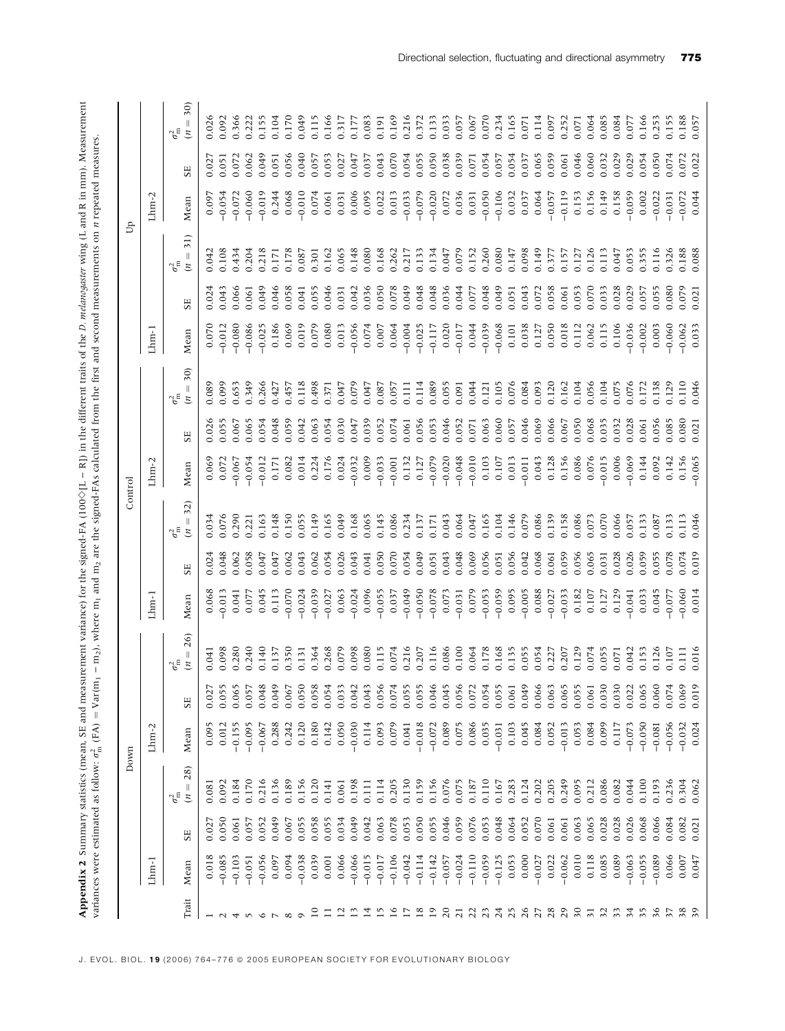**Appendix 2** Summary statistics (mean, SE and measurement variance) for the signed-FA (100◇[L − R]) in the different traits of the *D. melanogaster* wing (L and R in mm). Measurement variances were estimated as follow: $\sigma^2_m$ (FA) = Var($m_1$ − $m_2$), where $m_1$ and $m_2$ are the signed-FAs calculated from the first and second measurements on *n* repeated measures.

| | Down | | | | | | Control | | | | | | Up | | | | | |
|---|---|---|---|---|---|---|---|---|---|---|---|---|---|---|---|---|---|---|
| | Lhm-1 | | | Lhm-2 | | | Lhm-1 | | | Lhm-2 | | | Lhm-1 | | | Lhm-2 | | |
| Trait | Mean | SE | $\sigma^2_m$ ($n$ = 28) | Mean | SE | $\sigma^2_m$ ($n$ = 26) | Mean | SE | $\sigma^2_m$ ($n$ = 32) | Mean | SE | $\sigma^2_m$ ($n$ = 30) | Mean | SE | $\sigma^2_m$ ($n$ = 31) | Mean | SE | $\sigma^2_m$ ($n$ = 30) |
| 1 | 0.018 | 0.027 | 0.081 | 0.095 | 0.027 | 0.041 | 0.068 | 0.024 | 0.034 | 0.069 | 0.026 | 0.089 | 0.070 | 0.024 | 0.042 | 0.097 | 0.027 | 0.026 |
| 2 | −0.085 | 0.050 | 0.092 | 0.012 | 0.055 | 0.098 | −0.013 | 0.048 | 0.076 | 0.072 | 0.055 | 0.099 | −0.012 | 0.043 | 0.108 | −0.054 | 0.051 | 0.092 |
| 4 | −0.103 | 0.061 | 0.184 | −0.155 | 0.065 | 0.280 | 0.041 | 0.062 | 0.290 | −0.067 | 0.067 | 0.653 | −0.080 | 0.066 | 0.434 | −0.072 | 0.072 | 0.366 |
| 5 | −0.051 | 0.057 | 0.170 | −0.095 | 0.057 | 0.240 | 0.077 | 0.058 | 0.221 | −0.054 | 0.065 | 0.349 | −0.086 | 0.061 | 0.204 | −0.060 | 0.062 | 0.222 |
| 6 | −0.056 | 0.052 | 0.216 | −0.067 | 0.048 | 0.140 | 0.045 | 0.047 | 0.163 | −0.012 | 0.054 | 0.266 | −0.025 | 0.049 | 0.218 | −0.019 | 0.049 | 0.155 |
| 7 | 0.097 | 0.049 | 0.136 | 0.288 | 0.049 | 0.137 | 0.113 | 0.047 | 0.148 | 0.171 | 0.048 | 0.427 | 0.186 | 0.046 | 0.171 | 0.244 | 0.051 | 0.104 |
| 8 | 0.094 | 0.067 | 0.189 | 0.242 | 0.067 | 0.350 | −0.070 | 0.062 | 0.150 | 0.082 | 0.059 | 0.457 | 0.069 | 0.058 | 0.178 | 0.068 | 0.056 | 0.170 |
| 9 | −0.038 | 0.055 | 0.156 | 0.120 | 0.050 | 0.131 | −0.024 | 0.043 | 0.055 | 0.014 | 0.042 | 0.118 | 0.019 | 0.041 | 0.087 | −0.010 | 0.040 | 0.049 |
| 10 | 0.039 | 0.058 | 0.120 | 0.180 | 0.058 | 0.364 | −0.039 | 0.062 | 0.149 | 0.224 | 0.063 | 0.498 | 0.079 | 0.055 | 0.301 | 0.074 | 0.057 | 0.115 |
| 11 | 0.001 | 0.055 | 0.141 | 0.142 | 0.054 | 0.268 | −0.027 | 0.054 | 0.165 | 0.176 | 0.054 | 0.371 | 0.080 | 0.046 | 0.162 | 0.061 | 0.053 | 0.166 |
| 12 | 0.066 | 0.034 | 0.061 | 0.050 | 0.033 | 0.079 | 0.063 | 0.026 | 0.049 | 0.024 | 0.030 | 0.047 | 0.013 | 0.031 | 0.065 | 0.031 | 0.027 | 0.317 |
| 13 | −0.066 | 0.049 | 0.198 | −0.030 | 0.042 | 0.098 | −0.024 | 0.043 | 0.168 | −0.032 | 0.047 | 0.079 | −0.056 | 0.042 | 0.148 | 0.006 | 0.047 | 0.177 |
| 14 | −0.015 | 0.042 | 0.111 | 0.114 | 0.043 | 0.080 | 0.096 | 0.041 | 0.065 | 0.009 | 0.039 | 0.047 | 0.074 | 0.036 | 0.080 | 0.095 | 0.037 | 0.083 |
| 15 | −0.017 | 0.063 | 0.114 | 0.093 | 0.056 | 0.115 | −0.055 | 0.050 | 0.145 | −0.033 | 0.052 | 0.087 | 0.007 | 0.050 | 0.168 | 0.022 | 0.043 | 0.191 |
| 16 | −0.106 | 0.078 | 0.205 | 0.079 | 0.074 | 0.074 | 0.037 | 0.070 | 0.086 | −0.001 | 0.074 | 0.057 | 0.064 | 0.078 | 0.262 | 0.013 | 0.070 | 0.169 |
| 17 | −0.042 | 0.053 | 0.130 | 0.041 | 0.055 | 0.216 | −0.049 | 0.054 | 0.234 | 0.132 | 0.061 | 0.111 | −0.004 | 0.049 | 0.217 | −0.033 | 0.054 | 0.216 |
| 18 | −0.114 | 0.050 | 0.159 | −0.018 | 0.055 | 0.207 | −0.050 | 0.049 | 0.137 | 0.127 | 0.056 | 0.114 | −0.025 | 0.048 | 0.133 | −0.079 | 0.055 | 0.372 |
| 19 | −0.142 | 0.055 | 0.156 | −0.072 | 0.046 | 0.116 | −0.078 | 0.051 | 0.171 | −0.079 | 0.053 | 0.089 | −0.117 | 0.048 | 0.134 | −0.020 | 0.050 | 0.133 |
| 20 | −0.057 | 0.046 | 0.076 | 0.089 | 0.045 | 0.086 | 0.073 | 0.043 | 0.043 | −0.020 | 0.046 | 0.055 | 0.020 | 0.036 | 0.047 | 0.072 | 0.038 | 0.033 |
| 21 | −0.024 | 0.059 | 0.075 | 0.075 | 0.056 | 0.100 | −0.031 | 0.048 | 0.064 | −0.048 | 0.052 | 0.091 | −0.017 | 0.044 | 0.079 | 0.036 | 0.039 | 0.057 |
| 22 | −0.110 | 0.076 | 0.187 | 0.086 | 0.072 | 0.064 | 0.079 | 0.069 | 0.047 | −0.010 | 0.071 | 0.044 | 0.044 | 0.077 | 0.152 | 0.031 | 0.071 | 0.067 |
| 23 | −0.059 | 0.053 | 0.110 | 0.035 | 0.054 | 0.178 | −0.053 | 0.056 | 0.165 | 0.103 | 0.063 | 0.121 | −0.039 | 0.048 | 0.260 | −0.050 | 0.054 | 0.070 |
| 24 | −0.125 | 0.048 | 0.167 | −0.031 | 0.055 | 0.168 | −0.059 | 0.051 | 0.104 | 0.107 | 0.060 | 0.105 | −0.068 | 0.049 | 0.080 | −0.106 | 0.057 | 0.234 |
| 25 | 0.053 | 0.064 | 0.283 | 0.103 | 0.061 | 0.135 | 0.095 | 0.056 | 0.146 | 0.013 | 0.057 | 0.076 | 0.101 | 0.051 | 0.147 | 0.032 | 0.054 | 0.165 |
| 26 | 0.000 | 0.052 | 0.124 | 0.045 | 0.049 | 0.055 | −0.005 | 0.042 | 0.079 | −0.011 | 0.046 | 0.084 | 0.038 | 0.043 | 0.098 | 0.037 | 0.037 | 0.071 |
| 27 | −0.027 | 0.070 | 0.202 | 0.084 | 0.066 | 0.054 | 0.088 | 0.068 | 0.086 | 0.043 | 0.069 | 0.093 | 0.127 | 0.072 | 0.149 | 0.064 | 0.065 | 0.114 |
| 28 | 0.022 | 0.061 | 0.205 | 0.052 | 0.063 | 0.227 | −0.027 | 0.061 | 0.139 | 0.128 | 0.066 | 0.120 | 0.050 | 0.058 | 0.377 | −0.057 | 0.059 | 0.097 |
| 29 | −0.062 | 0.061 | 0.249 | −0.013 | 0.065 | 0.207 | −0.033 | 0.059 | 0.158 | 0.156 | 0.067 | 0.162 | 0.018 | 0.061 | 0.157 | −0.119 | 0.061 | 0.252 |
| 30 | 0.010 | 0.063 | 0.095 | 0.053 | 0.055 | 0.129 | 0.182 | 0.056 | 0.086 | 0.086 | 0.050 | 0.104 | 0.112 | 0.053 | 0.127 | 0.153 | 0.046 | 0.071 |
| 31 | 0.118 | 0.065 | 0.212 | 0.084 | 0.061 | 0.074 | 0.107 | 0.065 | 0.073 | 0.076 | 0.068 | 0.056 | 0.062 | 0.070 | 0.126 | 0.156 | 0.060 | 0.064 |
| 32 | 0.085 | 0.028 | 0.086 | 0.099 | 0.030 | 0.055 | 0.127 | 0.031 | 0.070 | −0.015 | 0.035 | 0.104 | 0.115 | 0.033 | 0.113 | 0.149 | 0.032 | 0.085 |
| 33 | 0.089 | 0.028 | 0.082 | 0.117 | 0.030 | 0.071 | 0.129 | 0.028 | 0.066 | 0.006 | 0.032 | 0.075 | 0.106 | 0.028 | 0.047 | 0.158 | 0.029 | 0.084 |
| 34 | −0.063 | 0.026 | 0.044 | −0.073 | 0.022 | 0.042 | −0.041 | 0.026 | 0.057 | −0.069 | 0.028 | 0.076 | −0.036 | 0.029 | 0.053 | −0.059 | 0.029 | 0.077 |
| 35 | −0.055 | 0.068 | 0.100 | −0.050 | 0.065 | 0.153 | 0.033 | 0.059 | 0.133 | 0.144 | 0.061 | 0.172 | −0.002 | 0.057 | 0.355 | 0.002 | 0.054 | 0.166 |
| 36 | −0.089 | 0.066 | 0.193 | −0.081 | 0.060 | 0.126 | 0.045 | 0.055 | 0.087 | 0.092 | 0.056 | 0.138 | 0.003 | 0.055 | 0.116 | −0.022 | 0.050 | 0.253 |
| 37 | 0.066 | 0.084 | 0.236 | −0.056 | 0.074 | 0.107 | −0.077 | 0.078 | 0.133 | 0.142 | 0.085 | 0.129 | −0.060 | 0.080 | 0.326 | −0.031 | 0.074 | 0.155 |
| 38 | 0.007 | 0.082 | 0.304 | −0.032 | 0.069 | 0.111 | −0.060 | 0.074 | 0.113 | 0.156 | 0.080 | 0.110 | −0.062 | 0.079 | 0.188 | −0.072 | 0.072 | 0.188 |
| 39 | 0.047 | 0.021 | 0.062 | 0.024 | 0.019 | 0.016 | 0.014 | 0.019 | 0.046 | −0.065 | 0.021 | 0.046 | 0.033 | 0.021 | 0.088 | 0.044 | 0.022 | 0.057 |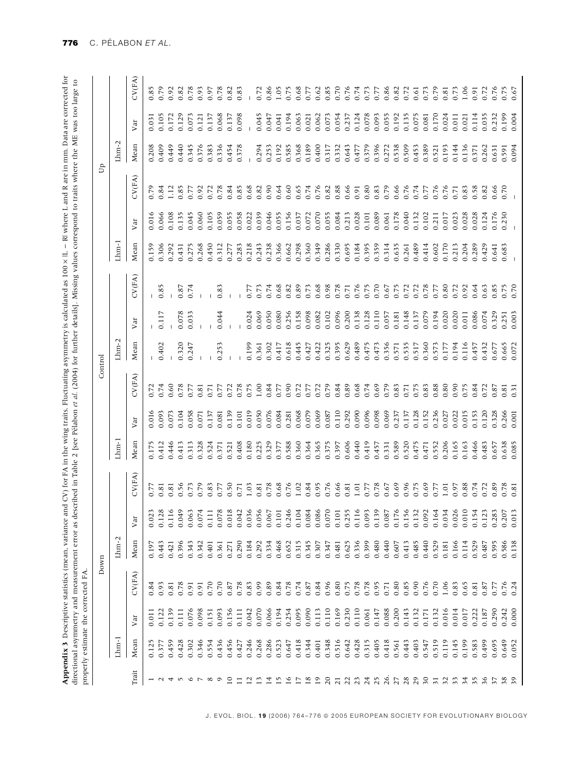**Appendix 3** Descriptive statistics (mean, variance and CV) for FA in the wing traits. Fluctuating asymmetry is calculated as $100 \times |L - R|$ where L and R are in mm. Data are corrected for directional asymmetry and measurement error as described in Table 2 [see Pélabon *et al.* (2004) for further details]. Missing values correspond to traits where the ME was too large to properly estimate the corrected FA.

| | Down | | | | | | Control | | | | | | Up | | | | | |
|---|---|---|---|---|---|---|---|---|---|---|---|---|---|---|---|---|---|---|
| | Lhm-1 | | | Lhm-2 | | | Lhm-1 | | | Lhm-2 | | | Lhm-1 | | | Lhm-2 | | |
| Trait | Mean | Var | CV(FA) | Mean | Var | CV(FA) | Mean | Var | CV(FA) | Mean | Var | CV(FA) | Mean | Var | CV(FA) | Mean | Var | CV(FA) |
| 1 | 0.125 | 0.011 | 0.84 | 0.197 | 0.023 | 0.77 | 0.175 | 0.016 | 0.72 | – | – | – | 0.159 | 0.016 | 0.79 | 0.208 | 0.031 | 0.85 |
| 2 | 0.377 | 0.122 | 0.93 | 0.443 | 0.128 | 0.81 | 0.412 | 0.093 | 0.74 | 0.402 | 0.117 | 0.85 | 0.306 | 0.066 | 0.84 | 0.409 | 0.105 | 0.79 |
| 4 | 0.459 | 0.139 | 0.81 | 0.421 | 0.116 | 0.81 | 0.446 | 0.073 | 0.60 | – | – | – | 0.292 | 0.108 | 1.12 | 0.449 | 0.172 | 0.92 |
| 5 | 0.428 | 0.111 | 0.78 | 0.396 | 0.049 | 0.56 | 0.413 | 0.104 | 0.78 | 0.320 | 0.078 | 0.87 | 0.431 | 0.135 | 0.85 | 0.440 | 0.129 | 0.82 |
| 6 | 0.302 | 0.076 | 0.91 | 0.343 | 0.063 | 0.73 | 0.313 | 0.058 | 0.77 | 0.247 | 0.033 | 0.74 | 0.275 | 0.045 | 0.77 | 0.345 | 0.073 | 0.78 |
| 7 | 0.346 | 0.098 | 0.91 | 0.342 | 0.074 | 0.79 | 0.328 | 0.071 | 0.81 | – | – | – | 0.268 | 0.060 | 0.92 | 0.376 | 0.121 | 0.93 |
| 8 | 0.554 | 0.151 | 0.70 | 0.401 | 0.111 | 0.83 | 0.524 | 0.137 | 0.71 | – | – | – | 0.450 | 0.105 | 0.72 | 0.383 | 0.137 | 0.97 |
| 9 | 0.436 | 0.093 | 0.70 | 0.361 | 0.078 | 0.77 | 0.371 | 0.081 | 0.77 | 0.253 | 0.044 | 0.83 | 0.312 | 0.059 | 0.78 | 0.336 | 0.068 | 0.78 |
| 10 | 0.456 | 0.156 | 0.87 | 0.271 | 0.018 | 0.50 | 0.521 | 0.139 | 0.72 | – | – | – | 0.277 | 0.055 | 0.84 | 0.454 | 0.137 | 0.82 |
| 11 | 0.427 | 0.111 | 0.78 | 0.290 | 0.042 | 0.71 | 0.408 | 0.101 | 0.78 | – | – | – | 0.283 | 0.058 | 0.85 | 0.378 | 0.098 | 0.83 |
| 12 | 0.246 | 0.042 | 0.83 | 0.184 | 0.036 | 1.03 | 0.180 | 0.019 | 0.75 | 0.199 | 0.024 | 0.77 | 0.218 | 0.022 | 0.68 | – | – | – |
| 13 | 0.268 | 0.070 | 0.99 | 0.292 | 0.056 | 0.81 | 0.225 | 0.050 | 1.00 | 0.361 | 0.069 | 0.73 | 0.243 | 0.039 | 0.82 | 0.294 | 0.045 | 0.72 |
| 14 | 0.286 | 0.066 | 0.89 | 0.334 | 0.067 | 0.78 | 0.329 | 0.076 | 0.84 | 0.302 | 0.050 | 0.74 | 0.238 | 0.046 | 0.90 | 0.253 | 0.047 | 0.86 |
| 15 | 0.523 | 0.194 | 0.84 | 0.468 | 0.101 | 0.68 | 0.377 | 0.084 | 0.77 | 0.417 | 0.080 | 0.68 | 0.366 | 0.055 | 0.64 | 0.192 | 0.041 | 1.05 |
| 16 | 0.647 | 0.254 | 0.78 | 0.652 | 0.246 | 0.76 | 0.588 | 0.281 | 0.90 | 0.618 | 0.256 | 0.82 | 0.662 | 0.156 | 0.60 | 0.585 | 0.194 | 0.75 |
| 17 | 0.418 | 0.095 | 0.74 | 0.315 | 0.104 | 1.02 | 0.360 | 0.068 | 0.72 | 0.445 | 0.158 | 0.89 | 0.298 | 0.037 | 0.65 | 0.368 | 0.063 | 0.68 |
| 18 | 0.344 | 0.090 | 0.87 | 0.345 | 0.084 | 0.84 | 0.364 | 0.079 | 0.77 | 0.427 | 0.098 | 0.73 | 0.360 | 0.072 | 0.74 | 0.189 | 0.021 | 0.77 |
| 19 | 0.401 | 0.113 | 0.84 | 0.307 | 0.086 | 0.95 | 0.365 | 0.069 | 0.72 | 0.422 | 0.082 | 0.68 | 0.349 | 0.070 | 0.76 | 0.400 | 0.062 | 0.62 |
| 20 | 0.348 | 0.110 | 0.96 | 0.347 | 0.070 | 0.76 | 0.375 | 0.087 | 0.79 | 0.325 | 0.102 | 0.98 | 0.286 | 0.055 | 0.82 | 0.317 | 0.073 | 0.85 |
| 21 | 0.516 | 0.169 | 0.80 | 0.481 | 0.101 | 0.66 | 0.397 | 0.110 | 0.84 | 0.395 | 0.096 | 0.78 | 0.330 | 0.084 | 0.88 | 0.332 | 0.054 | 0.70 |
| 22 | 0.642 | 0.230 | 0.75 | 0.625 | 0.255 | 0.81 | 0.606 | 0.292 | 0.89 | 0.629 | 0.200 | 0.71 | 0.695 | 0.213 | 0.66 | 0.643 | 0.237 | 0.76 |
| 23 | 0.428 | 0.110 | 0.78 | 0.336 | 0.116 | 1.01 | 0.440 | 0.090 | 0.68 | 0.489 | 0.138 | 0.76 | 0.184 | 0.028 | 0.91 | 0.477 | 0.124 | 0.74 |
| 24 | 0.315 | 0.061 | 0.78 | 0.399 | 0.093 | 0.77 | 0.419 | 0.096 | 0.74 | 0.475 | 0.128 | 0.75 | 0.395 | 0.101 | 0.80 | 0.379 | 0.078 | 0.73 |
| 25 | 0.405 | 0.147 | 0.95 | 0.480 | 0.139 | 0.78 | 0.457 | 0.098 | 0.69 | 0.473 | 0.110 | 0.70 | 0.359 | 0.089 | 0.83 | 0.396 | 0.093 | 0.77 |
| 26. | 0.418 | 0.088 | 0.71 | 0.440 | 0.087 | 0.67 | 0.331 | 0.069 | 0.79 | 0.356 | 0.057 | 0.67 | 0.314 | 0.061 | 0.79 | 0.272 | 0.055 | 0.86 |
| 27 | 0.561 | 0.200 | 0.80 | 0.607 | 0.176 | 0.69 | 0.589 | 0.237 | 0.83 | 0.571 | 0.181 | 0.75 | 0.635 | 0.178 | 0.66 | 0.538 | 0.192 | 0.82 |
| 28 | 0.443 | 0.143 | 0.85 | 0.413 | 0.156 | 0.96 | 0.520 | 0.137 | 0.71 | 0.535 | 0.148 | 0.72 | 0.261 | 0.040 | 0.76 | 0.509 | 0.135 | 0.72 |
| 29 | 0.403 | 0.132 | 0.90 | 0.485 | 0.132 | 0.75 | 0.475 | 0.128 | 0.75 | 0.517 | 0.137 | 0.72 | 0.489 | 0.132 | 0.74 | 0.453 | 0.075 | 0.61 |
| 30 | 0.547 | 0.171 | 0.76 | 0.440 | 0.092 | 0.69 | 0.471 | 0.152 | 0.83 | 0.360 | 0.079 | 0.78 | 0.414 | 0.102 | 0.77 | 0.389 | 0.081 | 0.73 |
| 31 | 0.519 | 0.132 | 0.70 | 0.529 | 0.164 | 0.77 | 0.552 | 0.236 | 0.88 | 0.573 | 0.194 | 0.77 | 0.602 | 0.211 | 0.76 | 0.521 | 0.170 | 0.79 |
| 32 | 0.119 | 0.016 | 1.06 | 0.181 | 0.034 | 1.01 | 0.206 | 0.027 | 0.80 | 0.177 | 0.020 | 0.80 | 0.170 | 0.017 | 0.76 | 0.193 | 0.024 | 0.81 |
| 33 | 0.145 | 0.014 | 0.83 | 0.166 | 0.026 | 0.97 | 0.165 | 0.022 | 0.90 | 0.194 | 0.020 | 0.72 | 0.213 | 0.023 | 0.71 | 0.144 | 0.011 | 0.73 |
| 34 | 0.199 | 0.017 | 0.65 | 0.114 | 0.010 | 0.88 | 0.163 | 0.015 | 0.75 | 0.116 | 0.011 | 0.92 | 0.204 | 0.028 | 0.83 | 0.136 | 0.021 | 1.06 |
| 35 | 0.583 | 0.222 | 0.81 | 0.529 | 0.154 | 0.74 | 0.466 | 0.153 | 0.84 | 0.457 | 0.086 | 0.64 | 0.289 | 0.028 | 0.58 | 0.371 | 0.114 | 0.91 |
| 36 | 0.499 | 0.187 | 0.87 | 0.487 | 0.123 | 0.72 | 0.483 | 0.120 | 0.72 | 0.432 | 0.074 | 0.63 | 0.429 | 0.124 | 0.82 | 0.262 | 0.035 | 0.72 |
| 37 | 0.695 | 0.290 | 0.77 | 0.595 | 0.283 | 0.89 | 0.657 | 0.328 | 0.87 | 0.677 | 0.329 | 0.85 | 0.641 | 0.176 | 0.66 | 0.631 | 0.232 | 0.76 |
| 38 | 0.649 | 0.242 | 0.76 | 0.586 | 0.207 | 0.78 | 0.638 | 0.266 | 0.81 | 0.665 | 0.251 | 0.75 | 0.683 | 0.230 | 0.70 | 0.591 | 0.199 | 0.75 |
| 39 | 0.052 | 0.000 | 0.24 | 0.138 | 0.013 | 0.81 | 0.085 | 0.001 | 0.31 | 0.072 | 0.003 | 0.70 | – | – | – | 0.094 | 0.004 | 0.67 |